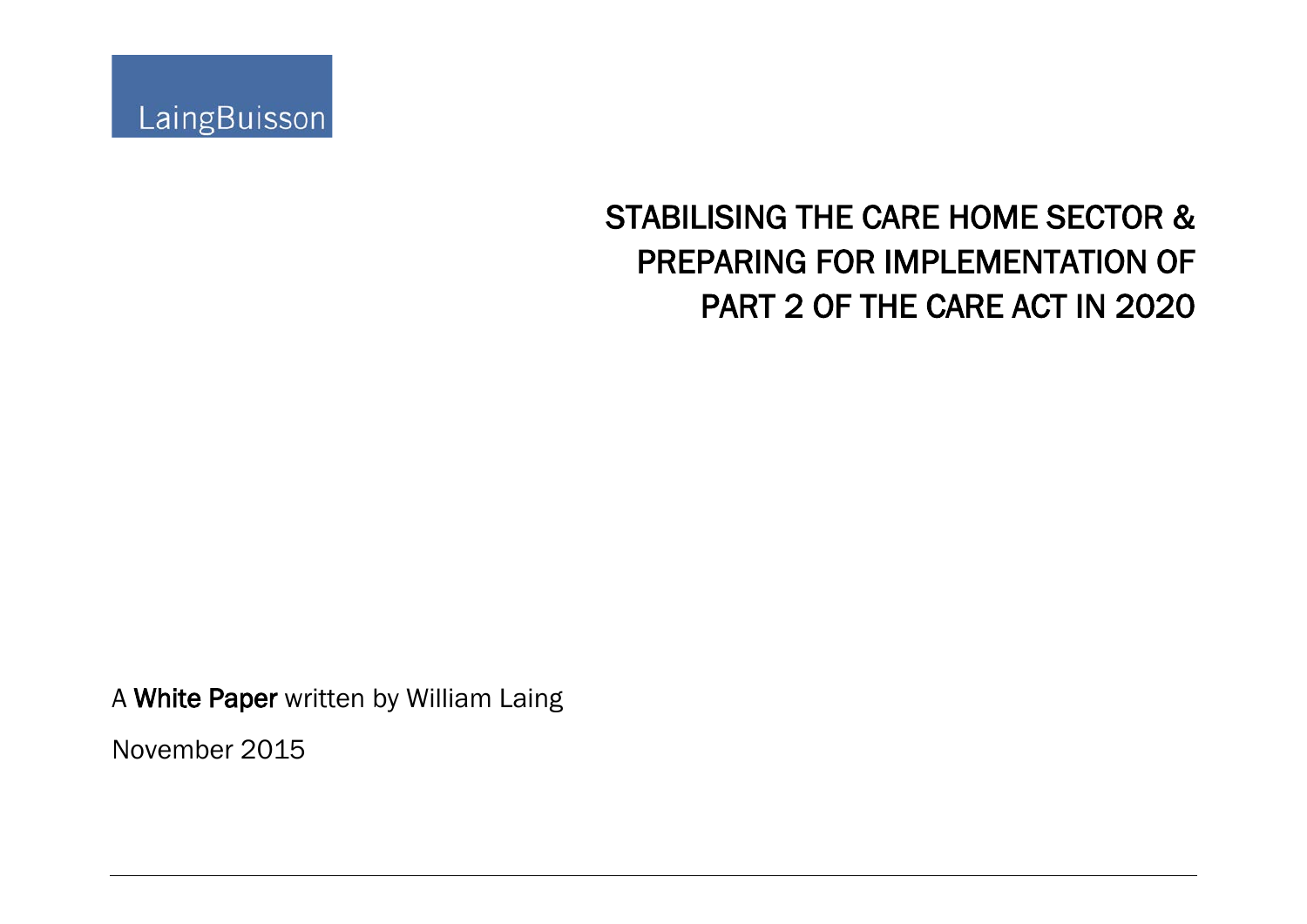LaingBuisson

# STABILISING THE CARE HOME SECTOR & PREPARING FOR IMPLEMENTATION OF PART 2 OF THE CARE ACT IN 2020

A **White Paper** written by William Laing

November 2015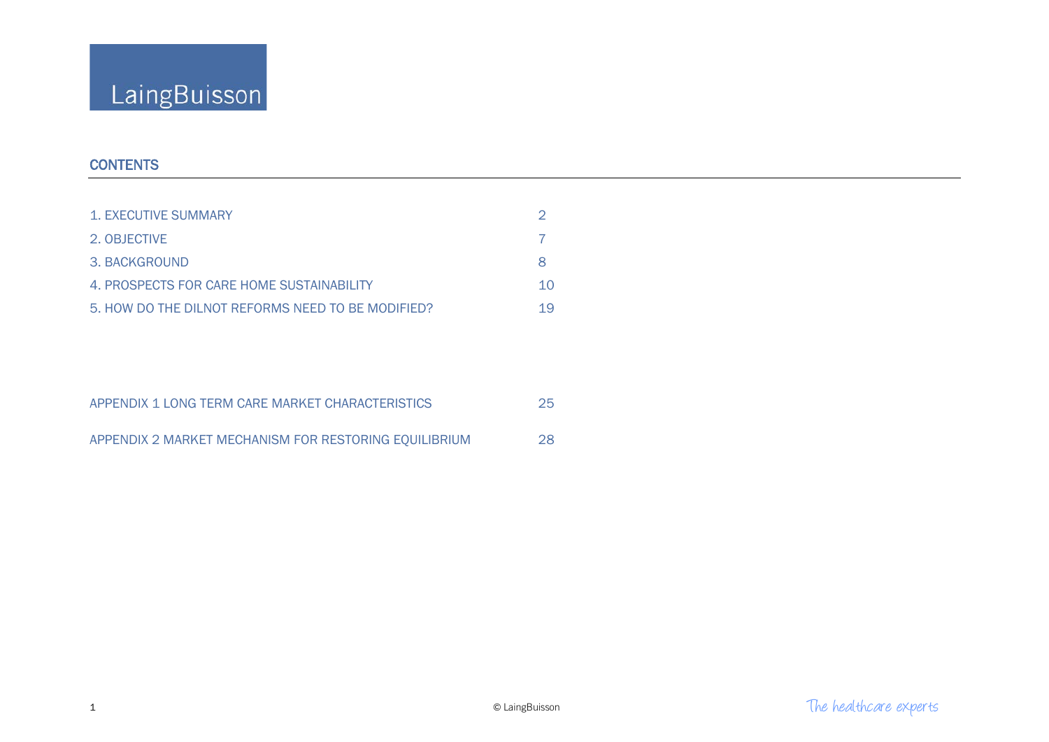LaingBuisson

## CONTENTS

| | |
|---|---|
| 1. EXECUTIVE SUMMARY | 2 |
| 2. OBJECTIVE | 7 |
| 3. BACKGROUND | 8 |
| 4. PROSPECTS FOR CARE HOME SUSTAINABILITY | 10 |
| 5. HOW DO THE DILNOT REFORMS NEED TO BE MODIFIED? | 19 |
| | |
| APPENDIX 1 LONG TERM CARE MARKET CHARACTERISTICS | 25 |
| APPENDIX 2 MARKET MECHANISM FOR RESTORING EQUILIBRIUM | 28 |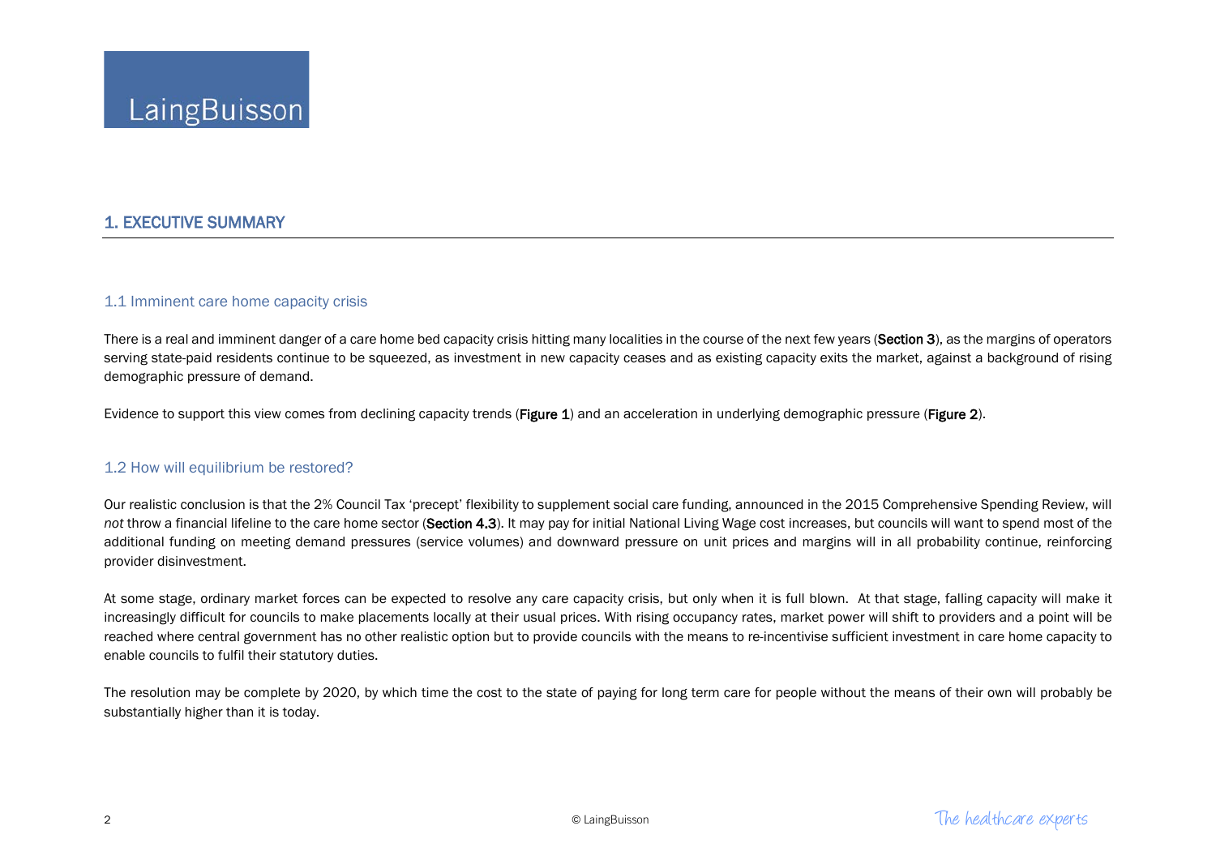## 1. EXECUTIVE SUMMARY

### 1.1 Imminent care home capacity crisis

There is a real and imminent danger of a care home bed capacity crisis hitting many localities in the course of the next few years (**Section 3**), as the margins of operators serving state-paid residents continue to be squeezed, as investment in new capacity ceases and as existing capacity exits the market, against a background of rising demographic pressure of demand.

Evidence to support this view comes from declining capacity trends (**Figure 1**) and an acceleration in underlying demographic pressure (**Figure 2**).

### 1.2 How will equilibrium be restored?

Our realistic conclusion is that the 2% Council Tax 'precept' flexibility to supplement social care funding, announced in the 2015 Comprehensive Spending Review, will *not* throw a financial lifeline to the care home sector (**Section 4.3**). It may pay for initial National Living Wage cost increases, but councils will want to spend most of the additional funding on meeting demand pressures (service volumes) and downward pressure on unit prices and margins will in all probability continue, reinforcing provider disinvestment.

At some stage, ordinary market forces can be expected to resolve any care capacity crisis, but only when it is full blown. At that stage, falling capacity will make it increasingly difficult for councils to make placements locally at their usual prices. With rising occupancy rates, market power will shift to providers and a point will be reached where central government has no other realistic option but to provide councils with the means to re-incentivise sufficient investment in care home capacity to enable councils to fulfil their statutory duties.

The resolution may be complete by 2020, by which time the cost to the state of paying for long term care for people without the means of their own will probably be substantially higher than it is today.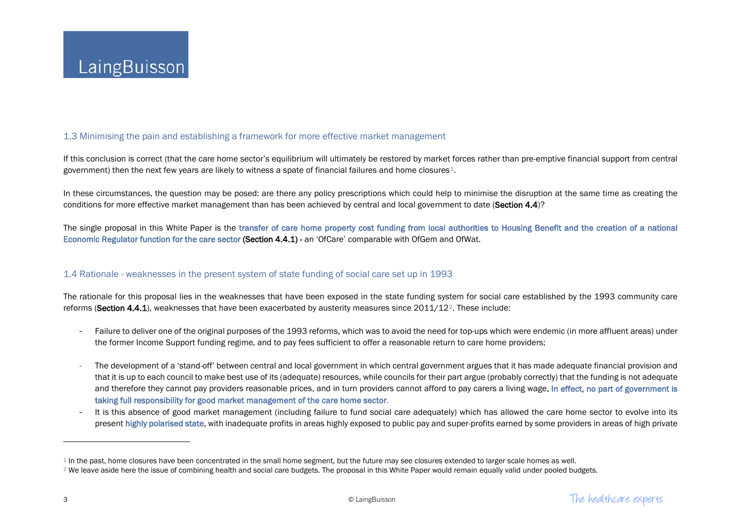## 1.3 Minimising the pain and establishing a framework for more effective market management

If this conclusion is correct (that the care home sector's equilibrium will ultimately be restored by market forces rather than pre-emptive financial support from central government) then the next few years are likely to witness a spate of financial failures and home closures[1].

In these circumstances, the question may be posed: are there any policy prescriptions which could help to minimise the disruption at the same time as creating the conditions for more effective market management than has been achieved by central and local government to date (**Section 4.4**)?

The single proposal in this White Paper is the **transfer of care home property cost funding from local authorities to Housing Benefit and the creation of a national Economic Regulator function for the care sector** (**Section 4.4.1**) - an 'OfCare' comparable with OfGem and OfWat.

## 1.4 Rationale - weaknesses in the present system of state funding of social care set up in 1993

The rationale for this proposal lies in the weaknesses that have been exposed in the state funding system for social care established by the 1993 community care reforms (**Section 4.4.1**), weaknesses that have been exacerbated by austerity measures since 2011/12[2]. These include:

- Failure to deliver one of the original purposes of the 1993 reforms, which was to avoid the need for top-ups which were endemic (in more affluent areas) under the former Income Support funding regime, and to pay fees sufficient to offer a reasonable return to care home providers;
- The development of a 'stand-off' between central and local government in which central government argues that it has made adequate financial provision and that it is up to each council to make best use of its (adequate) resources, while councils for their part argue (probably correctly) that the funding is not adequate and therefore they cannot pay providers reasonable prices, and in turn providers cannot afford to pay carers a living wage. **In effect, no part of government is taking full responsibility for good market management of the care home sector.**
- It is this absence of good market management (including failure to fund social care adequately) which has allowed the care home sector to evolve into its present **highly polarised state**, with inadequate profits in areas highly exposed to public pay and super-profits earned by some providers in areas of high private

---

[1] In the past, home closures have been concentrated in the small home segment, but the future may see closures extended to larger scale homes as well.

[2] We leave aside here the issue of combining health and social care budgets. The proposal in this White Paper would remain equally valid under pooled budgets.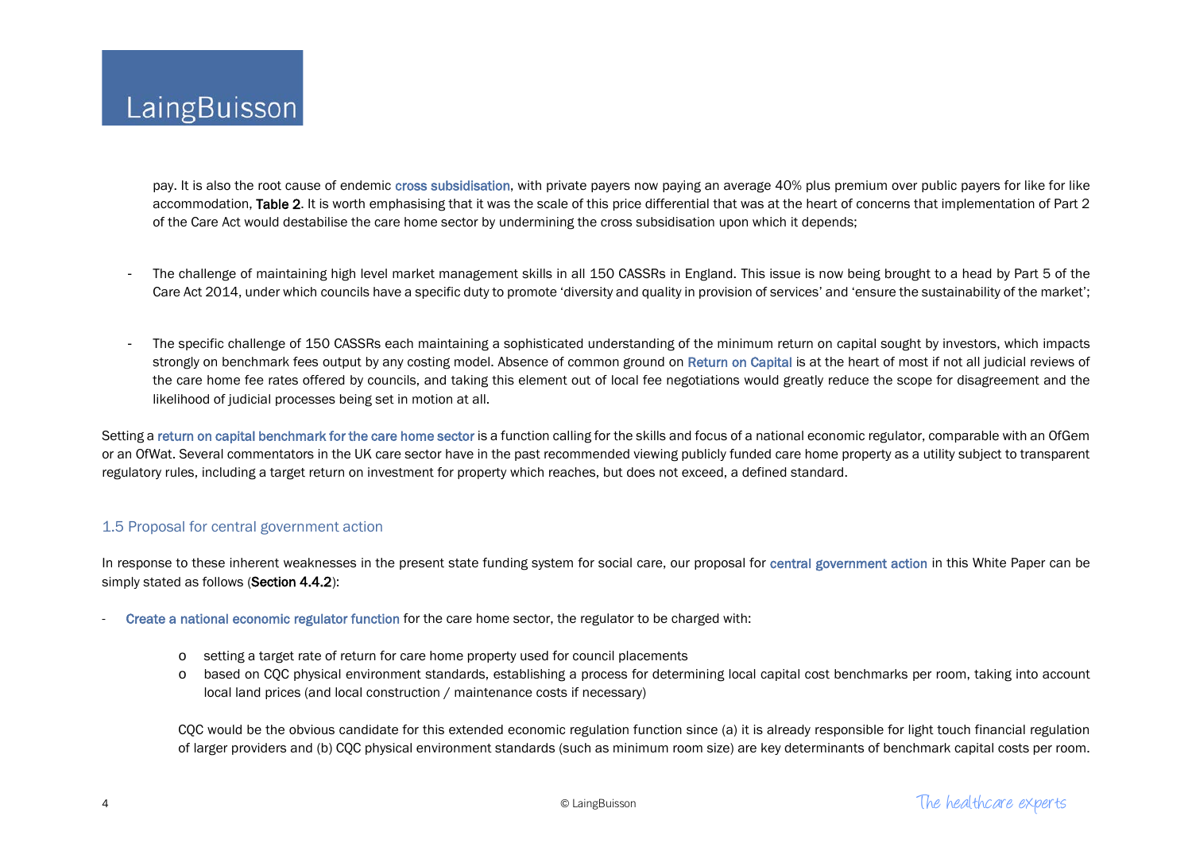pay. It is also the root cause of endemic cross subsidisation, with private payers now paying an average 40% plus premium over public payers for like for like accommodation, **Table 2**. It is worth emphasising that it was the scale of this price differential that was at the heart of concerns that implementation of Part 2 of the Care Act would destabilise the care home sector by undermining the cross subsidisation upon which it depends;

- The challenge of maintaining high level market management skills in all 150 CASSRs in England. This issue is now being brought to a head by Part 5 of the Care Act 2014, under which councils have a specific duty to promote 'diversity and quality in provision of services' and 'ensure the sustainability of the market';

- The specific challenge of 150 CASSRs each maintaining a sophisticated understanding of the minimum return on capital sought by investors, which impacts strongly on benchmark fees output by any costing model. Absence of common ground on Return on Capital is at the heart of most if not all judicial reviews of the care home fee rates offered by councils, and taking this element out of local fee negotiations would greatly reduce the scope for disagreement and the likelihood of judicial processes being set in motion at all.

Setting a return on capital benchmark for the care home sector is a function calling for the skills and focus of a national economic regulator, comparable with an OfGem or an OfWat. Several commentators in the UK care sector have in the past recommended viewing publicly funded care home property as a utility subject to transparent regulatory rules, including a target return on investment for property which reaches, but does not exceed, a defined standard.

## 1.5 Proposal for central government action

In response to these inherent weaknesses in the present state funding system for social care, our proposal for central government action in this White Paper can be simply stated as follows (**Section 4.4.2**):

- Create a national economic regulator function for the care home sector, the regulator to be charged with:
  - setting a target rate of return for care home property used for council placements
  - based on CQC physical environment standards, establishing a process for determining local capital cost benchmarks per room, taking into account local land prices (and local construction / maintenance costs if necessary)

  CQC would be the obvious candidate for this extended economic regulation function since (a) it is already responsible for light touch financial regulation of larger providers and (b) CQC physical environment standards (such as minimum room size) are key determinants of benchmark capital costs per room.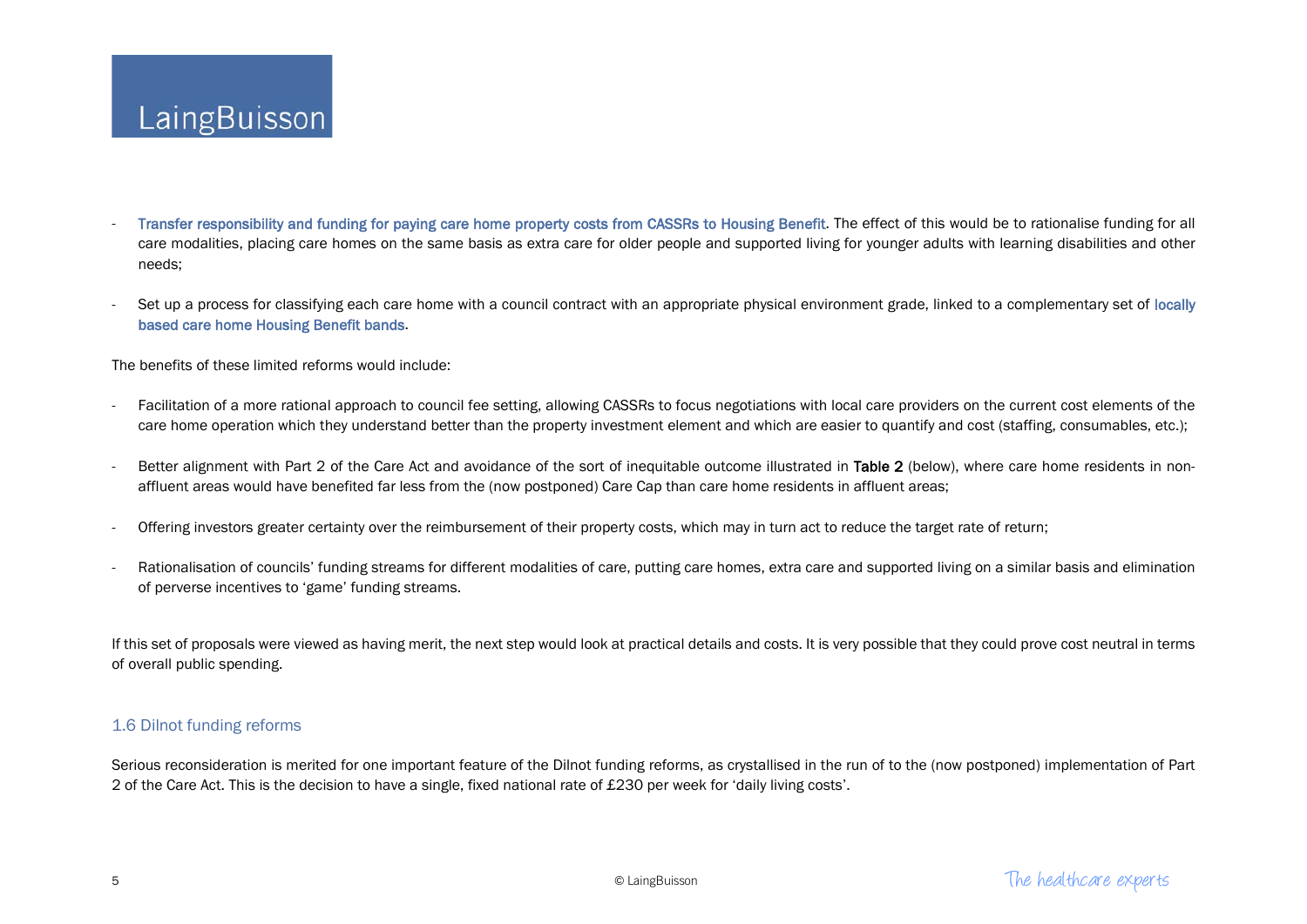- Transfer responsibility and funding for paying care home property costs from CASSRs to Housing Benefit. The effect of this would be to rationalise funding for all care modalities, placing care homes on the same basis as extra care for older people and supported living for younger adults with learning disabilities and other needs;

- Set up a process for classifying each care home with a council contract with an appropriate physical environment grade, linked to a complementary set of locally based care home Housing Benefit bands.

The benefits of these limited reforms would include:

- Facilitation of a more rational approach to council fee setting, allowing CASSRs to focus negotiations with local care providers on the current cost elements of the care home operation which they understand better than the property investment element and which are easier to quantify and cost (staffing, consumables, etc.);

- Better alignment with Part 2 of the Care Act and avoidance of the sort of inequitable outcome illustrated in **Table 2** (below), where care home residents in non-affluent areas would have benefited far less from the (now postponed) Care Cap than care home residents in affluent areas;

- Offering investors greater certainty over the reimbursement of their property costs, which may in turn act to reduce the target rate of return;

- Rationalisation of councils' funding streams for different modalities of care, putting care homes, extra care and supported living on a similar basis and elimination of perverse incentives to 'game' funding streams.

If this set of proposals were viewed as having merit, the next step would look at practical details and costs. It is very possible that they could prove cost neutral in terms of overall public spending.

## 1.6 Dilnot funding reforms

Serious reconsideration is merited for one important feature of the Dilnot funding reforms, as crystallised in the run of to the (now postponed) implementation of Part 2 of the Care Act. This is the decision to have a single, fixed national rate of £230 per week for 'daily living costs'.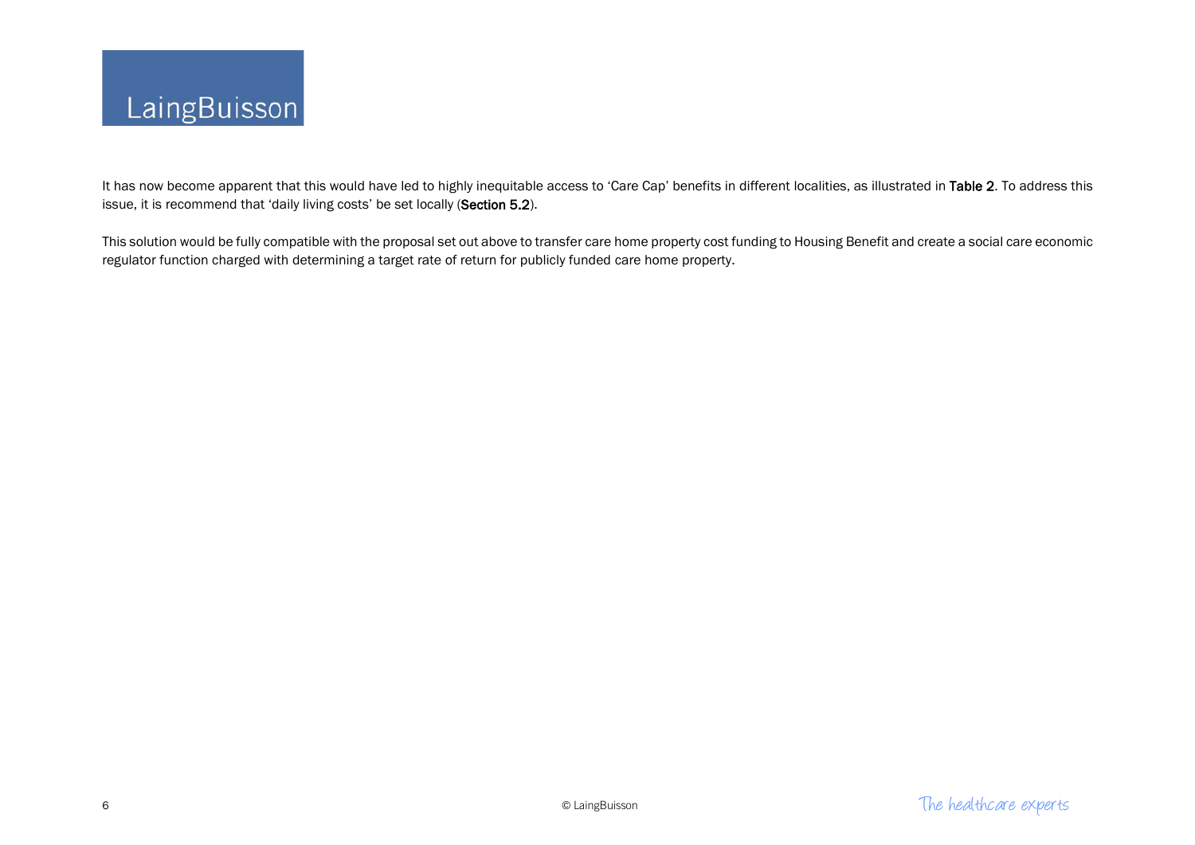It has now become apparent that this would have led to highly inequitable access to 'Care Cap' benefits in different localities, as illustrated in **Table 2**. To address this issue, it is recommend that 'daily living costs' be set locally (**Section 5.2**).

This solution would be fully compatible with the proposal set out above to transfer care home property cost funding to Housing Benefit and create a social care economic regulator function charged with determining a target rate of return for publicly funded care home property.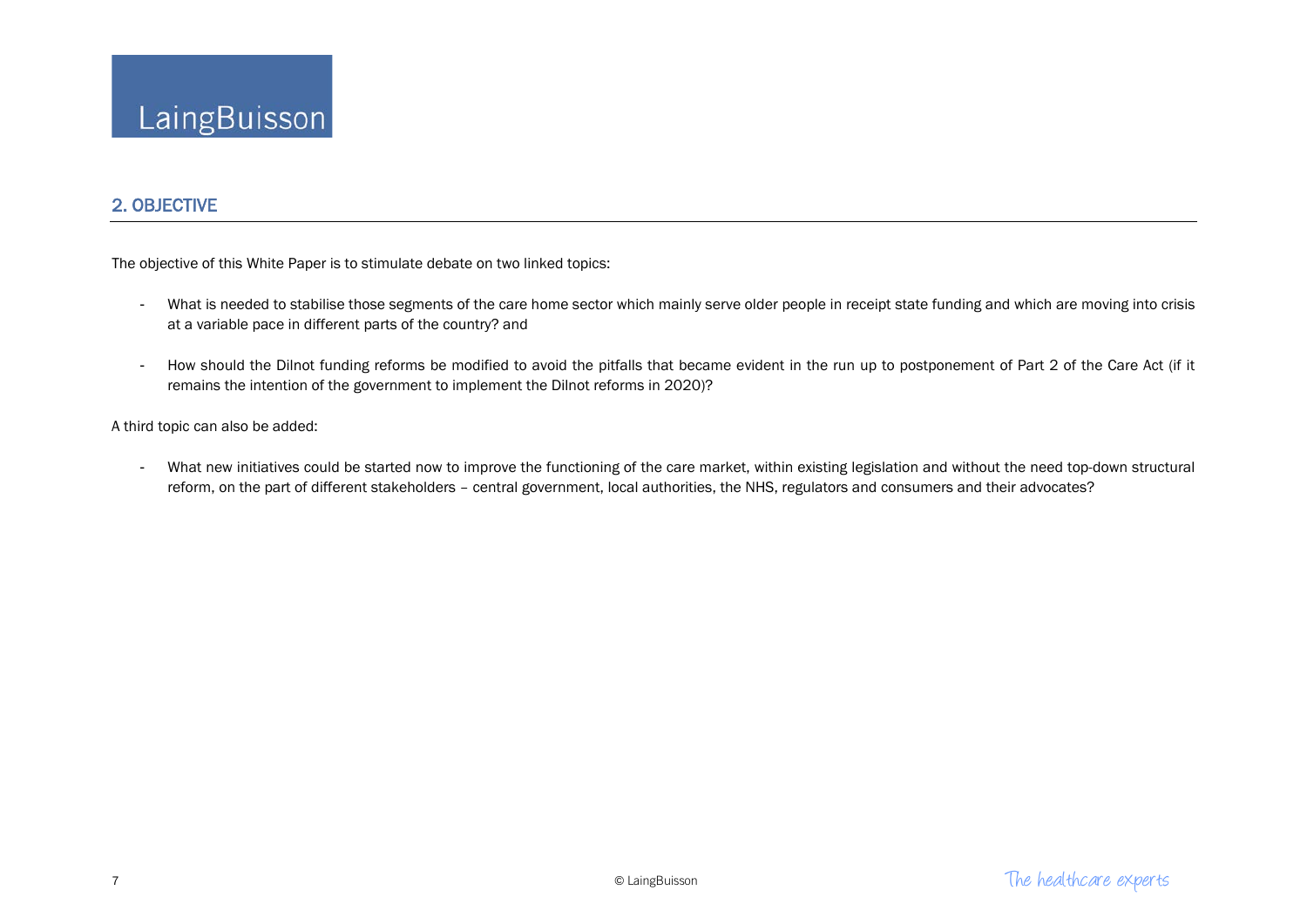## 2. OBJECTIVE

The objective of this White Paper is to stimulate debate on two linked topics:

- What is needed to stabilise those segments of the care home sector which mainly serve older people in receipt state funding and which are moving into crisis at a variable pace in different parts of the country? and

- How should the Dilnot funding reforms be modified to avoid the pitfalls that became evident in the run up to postponement of Part 2 of the Care Act (if it remains the intention of the government to implement the Dilnot reforms in 2020)?

A third topic can also be added:

- What new initiatives could be started now to improve the functioning of the care market, within existing legislation and without the need top-down structural reform, on the part of different stakeholders – central government, local authorities, the NHS, regulators and consumers and their advocates?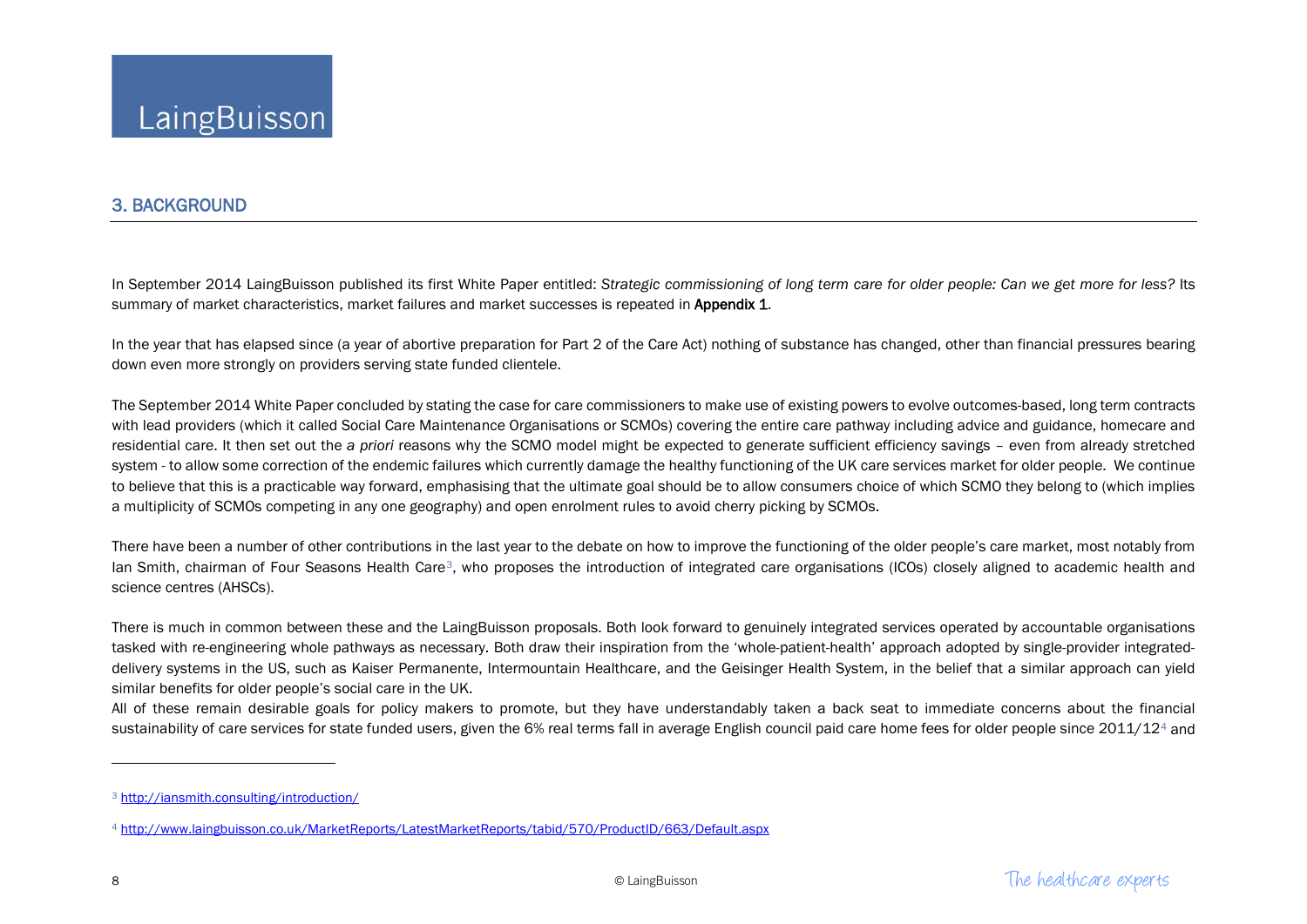## 3. BACKGROUND

In September 2014 LaingBuisson published its first White Paper entitled: *Strategic commissioning of long term care for older people: Can we get more for less?* Its summary of market characteristics, market failures and market successes is repeated in **Appendix 1**.

In the year that has elapsed since (a year of abortive preparation for Part 2 of the Care Act) nothing of substance has changed, other than financial pressures bearing down even more strongly on providers serving state funded clientele.

The September 2014 White Paper concluded by stating the case for care commissioners to make use of existing powers to evolve outcomes-based, long term contracts with lead providers (which it called Social Care Maintenance Organisations or SCMOs) covering the entire care pathway including advice and guidance, homecare and residential care. It then set out the *a priori* reasons why the SCMO model might be expected to generate sufficient efficiency savings – even from already stretched system - to allow some correction of the endemic failures which currently damage the healthy functioning of the UK care services market for older people. We continue to believe that this is a practicable way forward, emphasising that the ultimate goal should be to allow consumers choice of which SCMO they belong to (which implies a multiplicity of SCMOs competing in any one geography) and open enrolment rules to avoid cherry picking by SCMOs.

There have been a number of other contributions in the last year to the debate on how to improve the functioning of the older people's care market, most notably from Ian Smith, chairman of Four Seasons Health Care[3], who proposes the introduction of integrated care organisations (ICOs) closely aligned to academic health and science centres (AHSCs).

There is much in common between these and the LaingBuisson proposals. Both look forward to genuinely integrated services operated by accountable organisations tasked with re-engineering whole pathways as necessary. Both draw their inspiration from the 'whole-patient-health' approach adopted by single-provider integrated-delivery systems in the US, such as Kaiser Permanente, Intermountain Healthcare, and the Geisinger Health System, in the belief that a similar approach can yield similar benefits for older people's social care in the UK.

All of these remain desirable goals for policy makers to promote, but they have understandably taken a back seat to immediate concerns about the financial sustainability of care services for state funded users, given the 6% real terms fall in average English council paid care home fees for older people since 2011/12[4] and

---

[3] http://iansmith.consulting/introduction/

[4] http://www.laingbuisson.co.uk/MarketReports/LatestMarketReports/tabid/570/ProductID/663/Default.aspx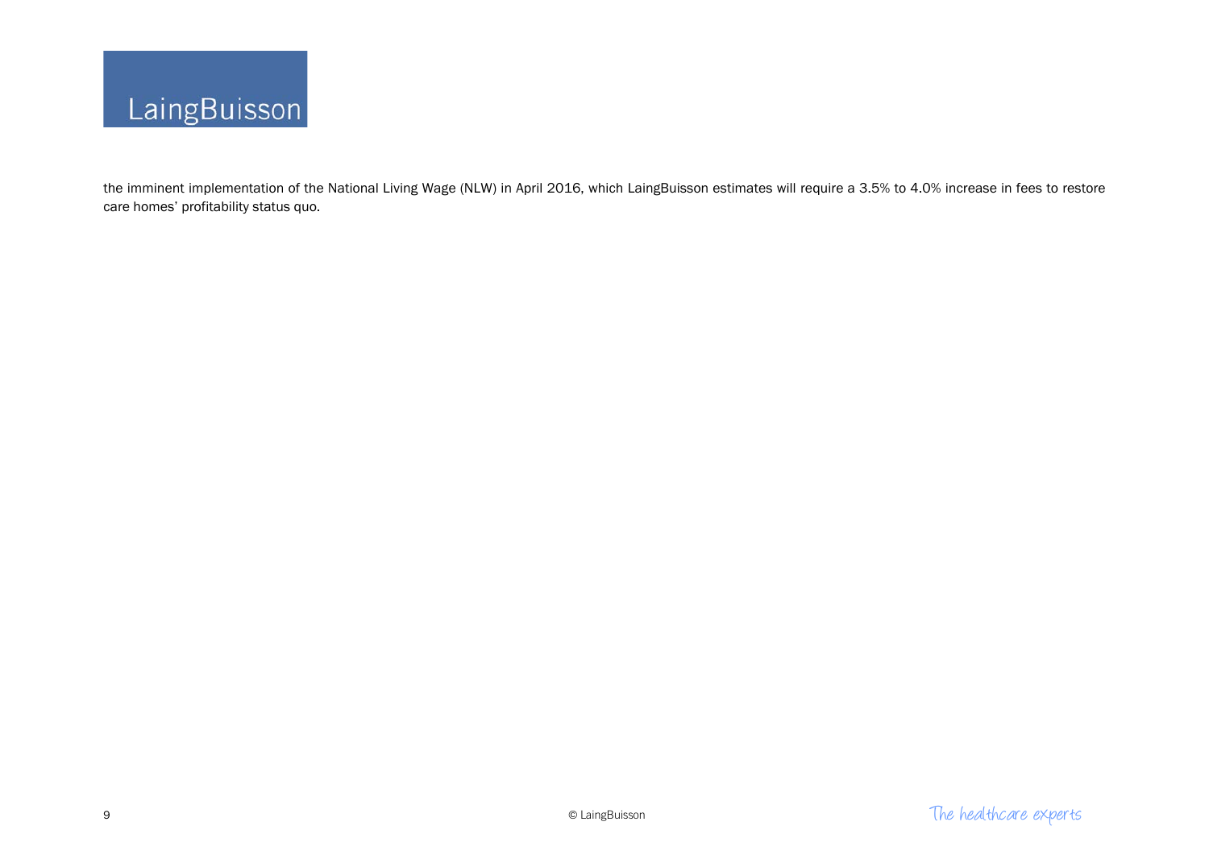the imminent implementation of the National Living Wage (NLW) in April 2016, which LaingBuisson estimates will require a 3.5% to 4.0% increase in fees to restore care homes' profitability status quo.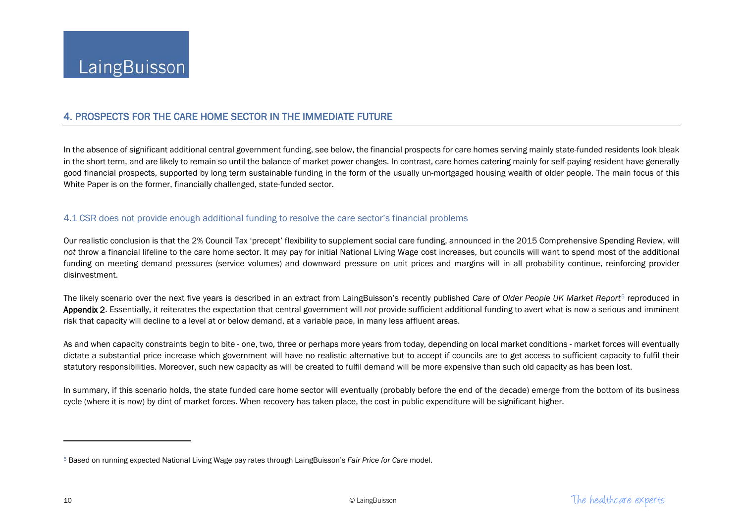## 4. PROSPECTS FOR THE CARE HOME SECTOR IN THE IMMEDIATE FUTURE

In the absence of significant additional central government funding, see below, the financial prospects for care homes serving mainly state-funded residents look bleak in the short term, and are likely to remain so until the balance of market power changes. In contrast, care homes catering mainly for self-paying resident have generally good financial prospects, supported by long term sustainable funding in the form of the usually un-mortgaged housing wealth of older people. The main focus of this White Paper is on the former, financially challenged, state-funded sector.

### 4.1 CSR does not provide enough additional funding to resolve the care sector's financial problems

Our realistic conclusion is that the 2% Council Tax 'precept' flexibility to supplement social care funding, announced in the 2015 Comprehensive Spending Review, will *not* throw a financial lifeline to the care home sector. It may pay for initial National Living Wage cost increases, but councils will want to spend most of the additional funding on meeting demand pressures (service volumes) and downward pressure on unit prices and margins will in all probability continue, reinforcing provider disinvestment.

The likely scenario over the next five years is described in an extract from LaingBuisson's recently published *Care of Older People UK Market Report*[5] reproduced in **Appendix 2**. Essentially, it reiterates the expectation that central government will *not* provide sufficient additional funding to avert what is now a serious and imminent risk that capacity will decline to a level at or below demand, at a variable pace, in many less affluent areas.

As and when capacity constraints begin to bite - one, two, three or perhaps more years from today, depending on local market conditions - market forces will eventually dictate a substantial price increase which government will have no realistic alternative but to accept if councils are to get access to sufficient capacity to fulfil their statutory responsibilities. Moreover, such new capacity as will be created to fulfil demand will be more expensive than such old capacity as has been lost.

In summary, if this scenario holds, the state funded care home sector will eventually (probably before the end of the decade) emerge from the bottom of its business cycle (where it is now) by dint of market forces. When recovery has taken place, the cost in public expenditure will be significant higher.

---

[5] Based on running expected National Living Wage pay rates through LaingBuisson's *Fair Price for Care* model.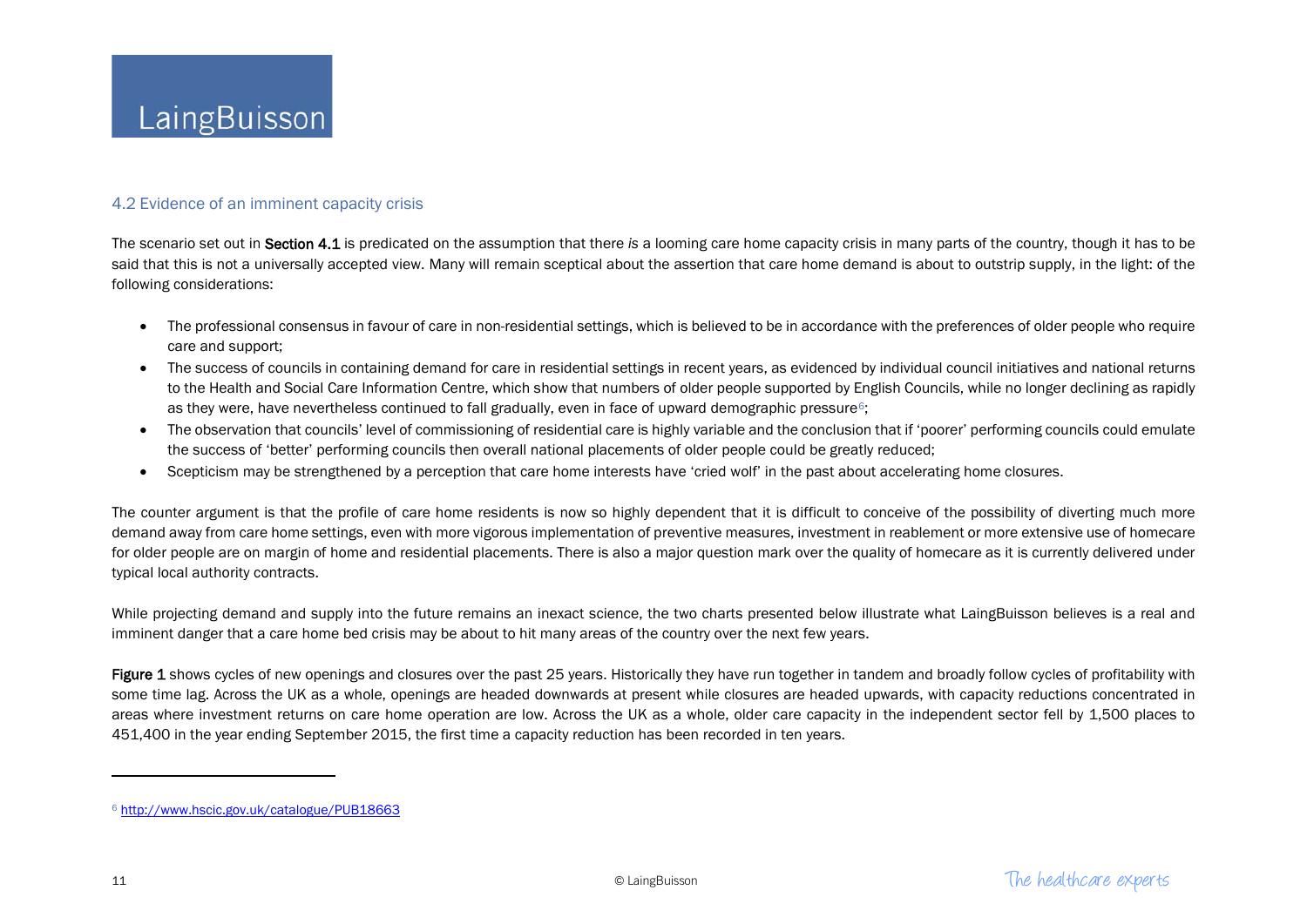## 4.2 Evidence of an imminent capacity crisis

The scenario set out in **Section 4.1** is predicated on the assumption that there *is* a looming care home capacity crisis in many parts of the country, though it has to be said that this is not a universally accepted view. Many will remain sceptical about the assertion that care home demand is about to outstrip supply, in the light: of the following considerations:

- The professional consensus in favour of care in non-residential settings, which is believed to be in accordance with the preferences of older people who require care and support;
- The success of councils in containing demand for care in residential settings in recent years, as evidenced by individual council initiatives and national returns to the Health and Social Care Information Centre, which show that numbers of older people supported by English Councils, while no longer declining as rapidly as they were, have nevertheless continued to fall gradually, even in face of upward demographic pressure[6];
- The observation that councils' level of commissioning of residential care is highly variable and the conclusion that if 'poorer' performing councils could emulate the success of 'better' performing councils then overall national placements of older people could be greatly reduced;
- Scepticism may be strengthened by a perception that care home interests have 'cried wolf' in the past about accelerating home closures.

The counter argument is that the profile of care home residents is now so highly dependent that it is difficult to conceive of the possibility of diverting much more demand away from care home settings, even with more vigorous implementation of preventive measures, investment in reablement or more extensive use of homecare for older people are on margin of home and residential placements. There is also a major question mark over the quality of homecare as it is currently delivered under typical local authority contracts.

While projecting demand and supply into the future remains an inexact science, the two charts presented below illustrate what LaingBuisson believes is a real and imminent danger that a care home bed crisis may be about to hit many areas of the country over the next few years.

**Figure 1** shows cycles of new openings and closures over the past 25 years. Historically they have run together in tandem and broadly follow cycles of profitability with some time lag. Across the UK as a whole, openings are headed downwards at present while closures are headed upwards, with capacity reductions concentrated in areas where investment returns on care home operation are low. Across the UK as a whole, older care capacity in the independent sector fell by 1,500 places to 451,400 in the year ending September 2015, the first time a capacity reduction has been recorded in ten years.

---

[6] http://www.hscic.gov.uk/catalogue/PUB18663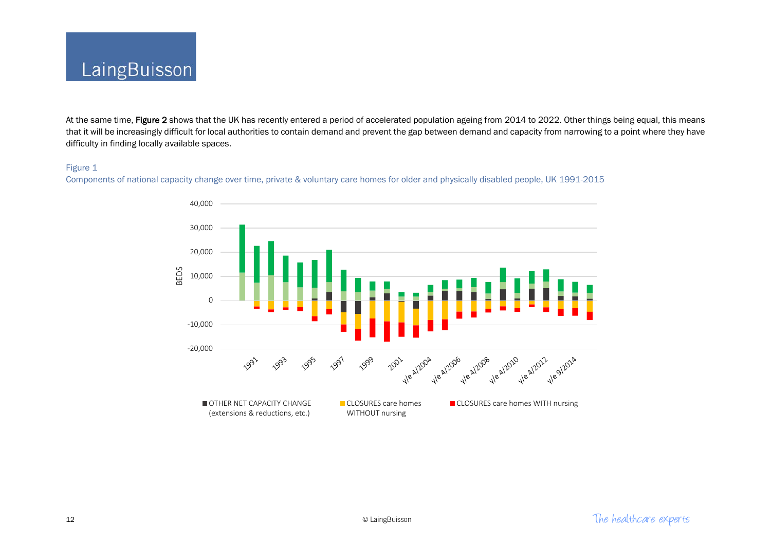At the same time, **Figure 2** shows that the UK has recently entered a period of accelerated population ageing from 2014 to 2022. Other things being equal, this means that it will be increasingly difficult for local authorities to contain demand and prevent the gap between demand and capacity from narrowing to a point where they have difficulty in finding locally available spaces.

Figure 1

Components of national capacity change over time, private & voluntary care homes for older and physically disabled people, UK 1991-2015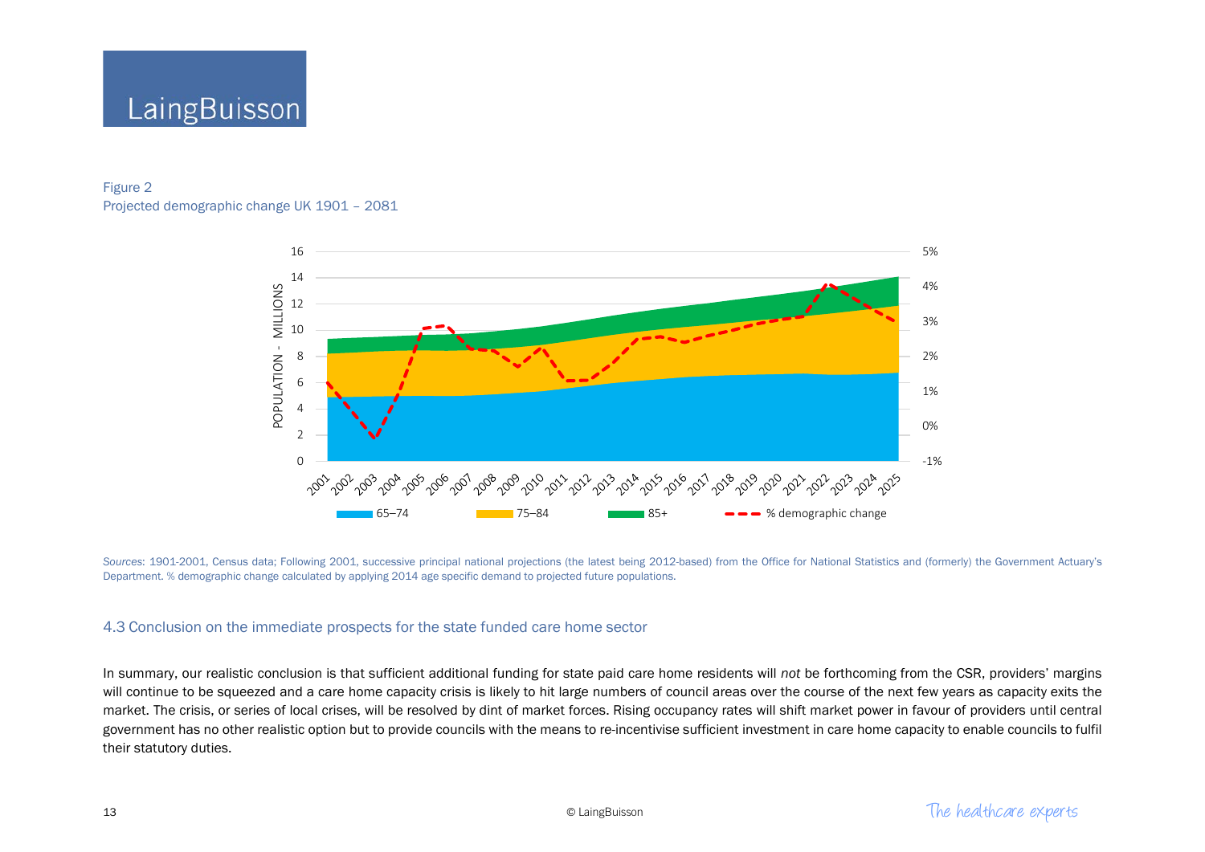Figure 2
Projected demographic change UK 1901 – 2081

*Sources*: 1901-2001, Census data; Following 2001, successive principal national projections (the latest being 2012-based) from the Office for National Statistics and (formerly) the Government Actuary's Department. % demographic change calculated by applying 2014 age specific demand to projected future populations.

### 4.3 Conclusion on the immediate prospects for the state funded care home sector

In summary, our realistic conclusion is that sufficient additional funding for state paid care home residents will *not* be forthcoming from the CSR, providers' margins will continue to be squeezed and a care home capacity crisis is likely to hit large numbers of council areas over the course of the next few years as capacity exits the market. The crisis, or series of local crises, will be resolved by dint of market forces. Rising occupancy rates will shift market power in favour of providers until central government has no other realistic option but to provide councils with the means to re-incentivise sufficient investment in care home capacity to enable councils to fulfil their statutory duties.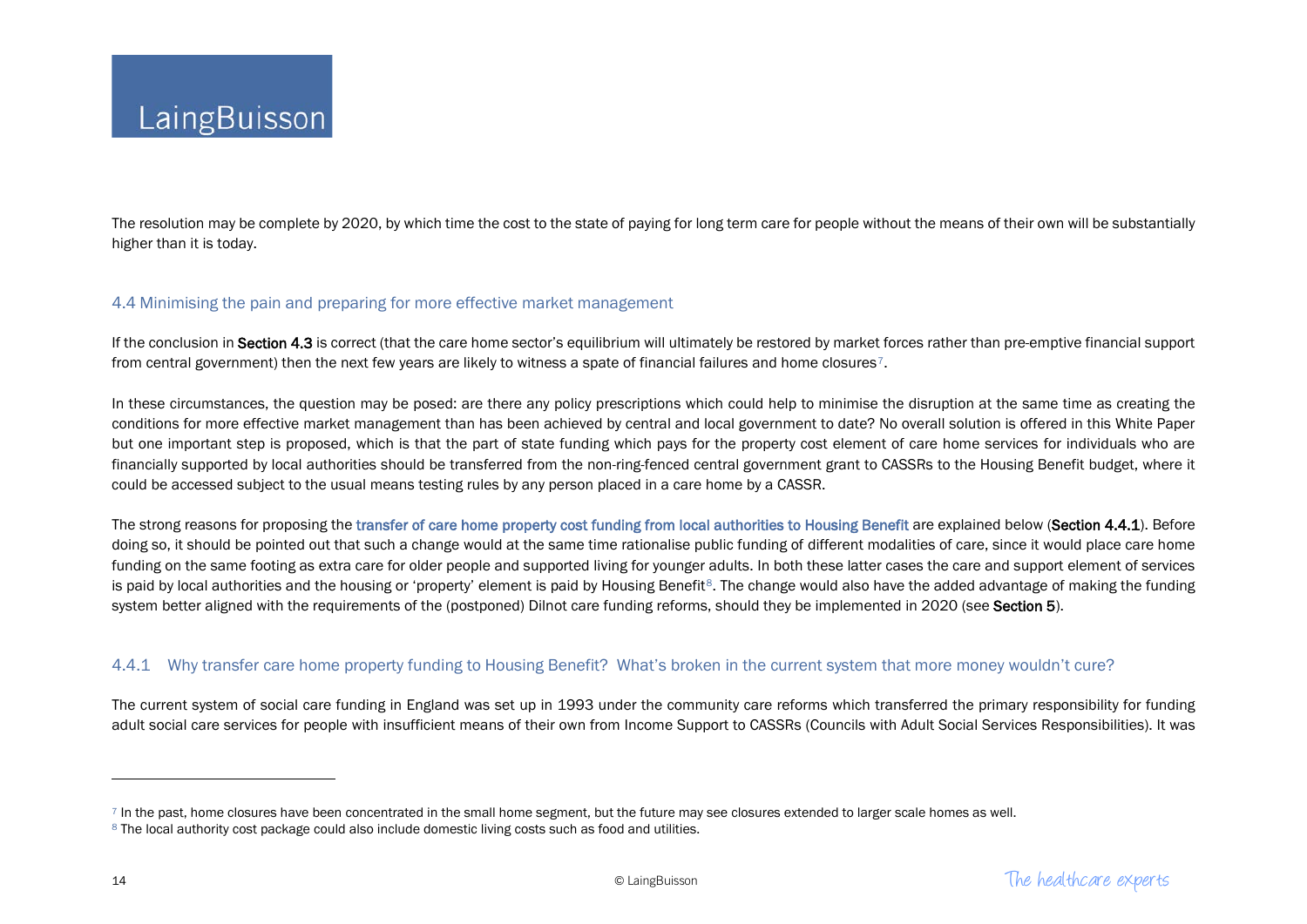The resolution may be complete by 2020, by which time the cost to the state of paying for long term care for people without the means of their own will be substantially higher than it is today.

### 4.4 Minimising the pain and preparing for more effective market management

If the conclusion in **Section 4.3** is correct (that the care home sector's equilibrium will ultimately be restored by market forces rather than pre-emptive financial support from central government) then the next few years are likely to witness a spate of financial failures and home closures[7].

In these circumstances, the question may be posed: are there any policy prescriptions which could help to minimise the disruption at the same time as creating the conditions for more effective market management than has been achieved by central and local government to date? No overall solution is offered in this White Paper but one important step is proposed, which is that the part of state funding which pays for the property cost element of care home services for individuals who are financially supported by local authorities should be transferred from the non-ring-fenced central government grant to CASSRs to the Housing Benefit budget, where it could be accessed subject to the usual means testing rules by any person placed in a care home by a CASSR.

The strong reasons for proposing the transfer of care home property cost funding from local authorities to Housing Benefit are explained below (**Section 4.4.1**). Before doing so, it should be pointed out that such a change would at the same time rationalise public funding of different modalities of care, since it would place care home funding on the same footing as extra care for older people and supported living for younger adults. In both these latter cases the care and support element of services is paid by local authorities and the housing or 'property' element is paid by Housing Benefit[8]. The change would also have the added advantage of making the funding system better aligned with the requirements of the (postponed) Dilnot care funding reforms, should they be implemented in 2020 (see **Section 5**).

#### 4.4.1 Why transfer care home property funding to Housing Benefit? What's broken in the current system that more money wouldn't cure?

The current system of social care funding in England was set up in 1993 under the community care reforms which transferred the primary responsibility for funding adult social care services for people with insufficient means of their own from Income Support to CASSRs (Councils with Adult Social Services Responsibilities). It was

---

[7] In the past, home closures have been concentrated in the small home segment, but the future may see closures extended to larger scale homes as well.

[8] The local authority cost package could also include domestic living costs such as food and utilities.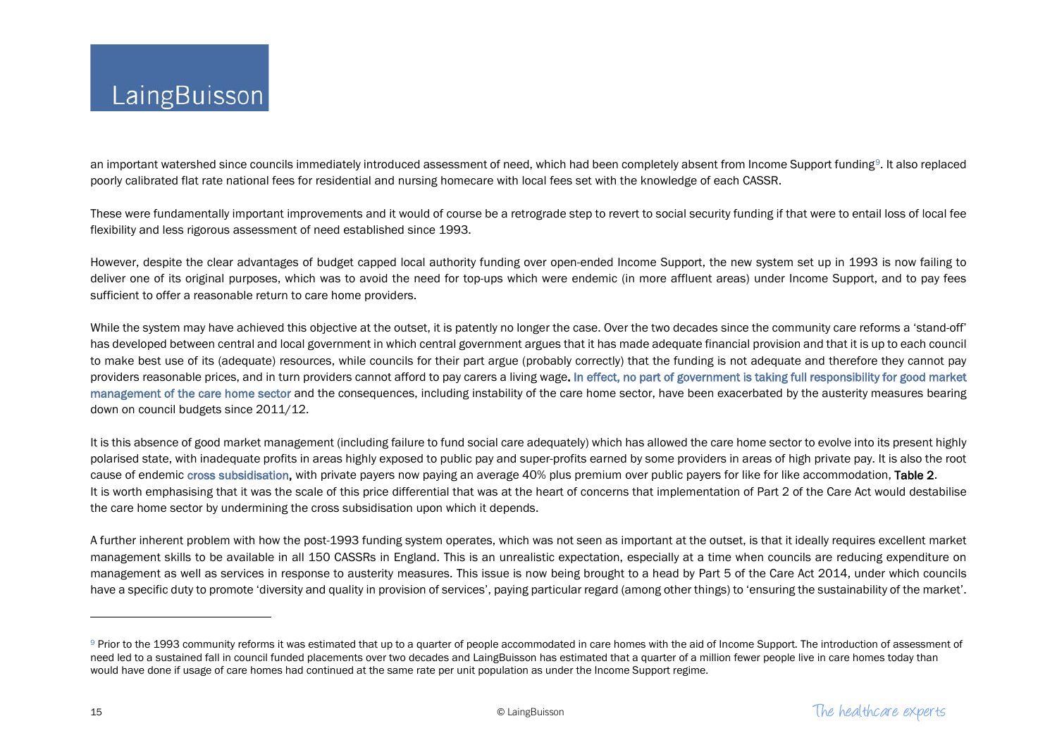an important watershed since councils immediately introduced assessment of need, which had been completely absent from Income Support funding[9]. It also replaced poorly calibrated flat rate national fees for residential and nursing homecare with local fees set with the knowledge of each CASSR.

These were fundamentally important improvements and it would of course be a retrograde step to revert to social security funding if that were to entail loss of local fee flexibility and less rigorous assessment of need established since 1993.

However, despite the clear advantages of budget capped local authority funding over open-ended Income Support, the new system set up in 1993 is now failing to deliver one of its original purposes, which was to avoid the need for top-ups which were endemic (in more affluent areas) under Income Support, and to pay fees sufficient to offer a reasonable return to care home providers.

While the system may have achieved this objective at the outset, it is patently no longer the case. Over the two decades since the community care reforms a 'stand-off' has developed between central and local government in which central government argues that it has made adequate financial provision and that it is up to each council to make best use of its (adequate) resources, while councils for their part argue (probably correctly) that the funding is not adequate and therefore they cannot pay providers reasonable prices, and in turn providers cannot afford to pay carers a living wage**.** In effect, no part of government is taking full responsibility for good market management of the care home sector and the consequences, including instability of the care home sector, have been exacerbated by the austerity measures bearing down on council budgets since 2011/12.

It is this absence of good market management (including failure to fund social care adequately) which has allowed the care home sector to evolve into its present highly polarised state, with inadequate profits in areas highly exposed to public pay and super-profits earned by some providers in areas of high private pay. It is also the root cause of endemic cross subsidisation**,** with private payers now paying an average 40% plus premium over public payers for like for like accommodation, **Table 2**. It is worth emphasising that it was the scale of this price differential that was at the heart of concerns that implementation of Part 2 of the Care Act would destabilise the care home sector by undermining the cross subsidisation upon which it depends.

A further inherent problem with how the post-1993 funding system operates, which was not seen as important at the outset, is that it ideally requires excellent market management skills to be available in all 150 CASSRs in England. This is an unrealistic expectation, especially at a time when councils are reducing expenditure on management as well as services in response to austerity measures. This issue is now being brought to a head by Part 5 of the Care Act 2014, under which councils have a specific duty to promote 'diversity and quality in provision of services', paying particular regard (among other things) to 'ensuring the sustainability of the market'.

---

[9] Prior to the 1993 community reforms it was estimated that up to a quarter of people accommodated in care homes with the aid of Income Support. The introduction of assessment of need led to a sustained fall in council funded placements over two decades and LaingBuisson has estimated that a quarter of a million fewer people live in care homes today than would have done if usage of care homes had continued at the same rate per unit population as under the Income Support regime.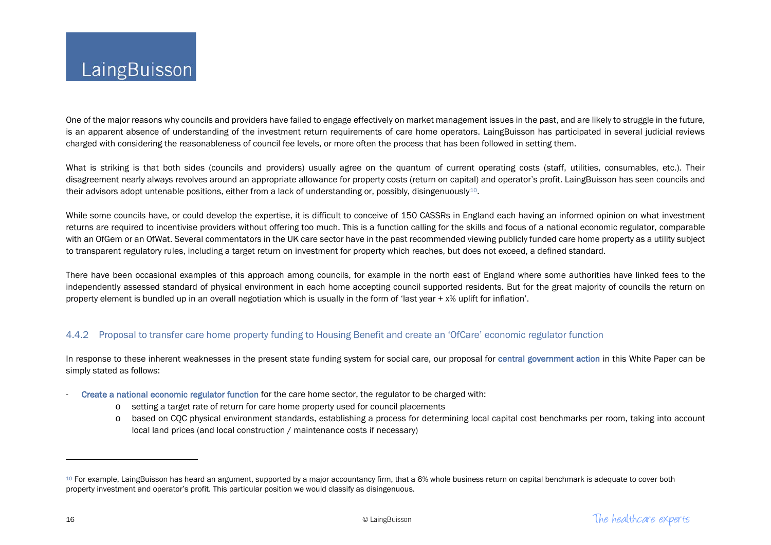One of the major reasons why councils and providers have failed to engage effectively on market management issues in the past, and are likely to struggle in the future, is an apparent absence of understanding of the investment return requirements of care home operators. LaingBuisson has participated in several judicial reviews charged with considering the reasonableness of council fee levels, or more often the process that has been followed in setting them.

What is striking is that both sides (councils and providers) usually agree on the quantum of current operating costs (staff, utilities, consumables, etc.). Their disagreement nearly always revolves around an appropriate allowance for property costs (return on capital) and operator's profit. LaingBuisson has seen councils and their advisors adopt untenable positions, either from a lack of understanding or, possibly, disingenuously[10].

While some councils have, or could develop the expertise, it is difficult to conceive of 150 CASSRs in England each having an informed opinion on what investment returns are required to incentivise providers without offering too much. This is a function calling for the skills and focus of a national economic regulator, comparable with an OfGem or an OfWat. Several commentators in the UK care sector have in the past recommended viewing publicly funded care home property as a utility subject to transparent regulatory rules, including a target return on investment for property which reaches, but does not exceed, a defined standard.

There have been occasional examples of this approach among councils, for example in the north east of England where some authorities have linked fees to the independently assessed standard of physical environment in each home accepting council supported residents. But for the great majority of councils the return on property element is bundled up in an overall negotiation which is usually in the form of 'last year + x% uplift for inflation'.

### 4.4.2 Proposal to transfer care home property funding to Housing Benefit and create an 'OfCare' economic regulator function

In response to these inherent weaknesses in the present state funding system for social care, our proposal for **central government action** in this White Paper can be simply stated as follows:

- **Create a national economic regulator function** for the care home sector, the regulator to be charged with:
  - setting a target rate of return for care home property used for council placements
  - based on CQC physical environment standards, establishing a process for determining local capital cost benchmarks per room, taking into account local land prices (and local construction / maintenance costs if necessary)

---

[10] For example, LaingBuisson has heard an argument, supported by a major accountancy firm, that a 6% whole business return on capital benchmark is adequate to cover both property investment and operator's profit. This particular position we would classify as disingenuous.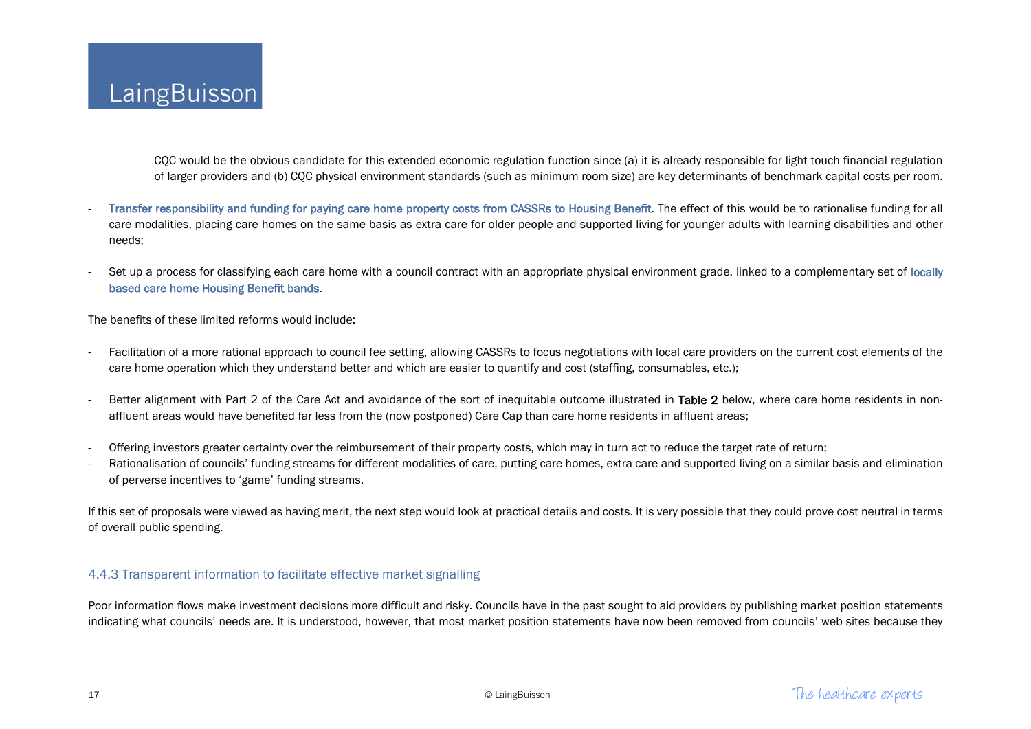CQC would be the obvious candidate for this extended economic regulation function since (a) it is already responsible for light touch financial regulation of larger providers and (b) CQC physical environment standards (such as minimum room size) are key determinants of benchmark capital costs per room.

- Transfer responsibility and funding for paying care home property costs from CASSRs to Housing Benefit. The effect of this would be to rationalise funding for all care modalities, placing care homes on the same basis as extra care for older people and supported living for younger adults with learning disabilities and other needs;

- Set up a process for classifying each care home with a council contract with an appropriate physical environment grade, linked to a complementary set of locally based care home Housing Benefit bands.

The benefits of these limited reforms would include:

- Facilitation of a more rational approach to council fee setting, allowing CASSRs to focus negotiations with local care providers on the current cost elements of the care home operation which they understand better and which are easier to quantify and cost (staffing, consumables, etc.);

- Better alignment with Part 2 of the Care Act and avoidance of the sort of inequitable outcome illustrated in **Table 2** below, where care home residents in non-affluent areas would have benefited far less from the (now postponed) Care Cap than care home residents in affluent areas;

- Offering investors greater certainty over the reimbursement of their property costs, which may in turn act to reduce the target rate of return;
- Rationalisation of councils' funding streams for different modalities of care, putting care homes, extra care and supported living on a similar basis and elimination of perverse incentives to 'game' funding streams.

If this set of proposals were viewed as having merit, the next step would look at practical details and costs. It is very possible that they could prove cost neutral in terms of overall public spending.

### 4.4.3 Transparent information to facilitate effective market signalling

Poor information flows make investment decisions more difficult and risky. Councils have in the past sought to aid providers by publishing market position statements indicating what councils' needs are. It is understood, however, that most market position statements have now been removed from councils' web sites because they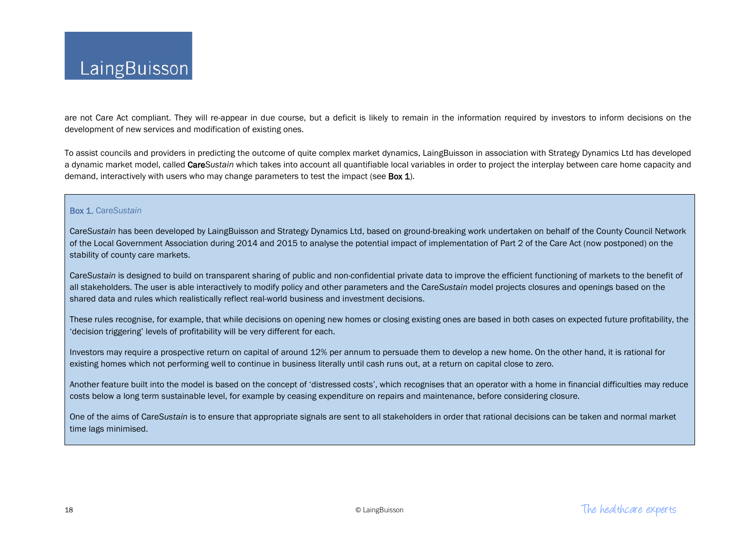are not Care Act compliant. They will re-appear in due course, but a deficit is likely to remain in the information required by investors to inform decisions on the development of new services and modification of existing ones.

To assist councils and providers in predicting the outcome of quite complex market dynamics, LaingBuisson in association with Strategy Dynamics Ltd has developed a dynamic market model, called **Care***Sustain* which takes into account all quantifiable local variables in order to project the interplay between care home capacity and demand, interactively with users who may change parameters to test the impact (see **Box 1**).

> **Box 1.** Care*Sustain*
>
> Care*Sustain* has been developed by LaingBuisson and Strategy Dynamics Ltd, based on ground-breaking work undertaken on behalf of the County Council Network of the Local Government Association during 2014 and 2015 to analyse the potential impact of implementation of Part 2 of the Care Act (now postponed) on the stability of county care markets.
>
> Care*Sustain* is designed to build on transparent sharing of public and non-confidential private data to improve the efficient functioning of markets to the benefit of all stakeholders. The user is able interactively to modify policy and other parameters and the Care*Sustain* model projects closures and openings based on the shared data and rules which realistically reflect real-world business and investment decisions.
>
> These rules recognise, for example, that while decisions on opening new homes or closing existing ones are based in both cases on expected future profitability, the 'decision triggering' levels of profitability will be very different for each.
>
> Investors may require a prospective return on capital of around 12% per annum to persuade them to develop a new home. On the other hand, it is rational for existing homes which not performing well to continue in business literally until cash runs out, at a return on capital close to zero.
>
> Another feature built into the model is based on the concept of 'distressed costs', which recognises that an operator with a home in financial difficulties may reduce costs below a long term sustainable level, for example by ceasing expenditure on repairs and maintenance, before considering closure.
>
> One of the aims of Care*Sustain* is to ensure that appropriate signals are sent to all stakeholders in order that rational decisions can be taken and normal market time lags minimised.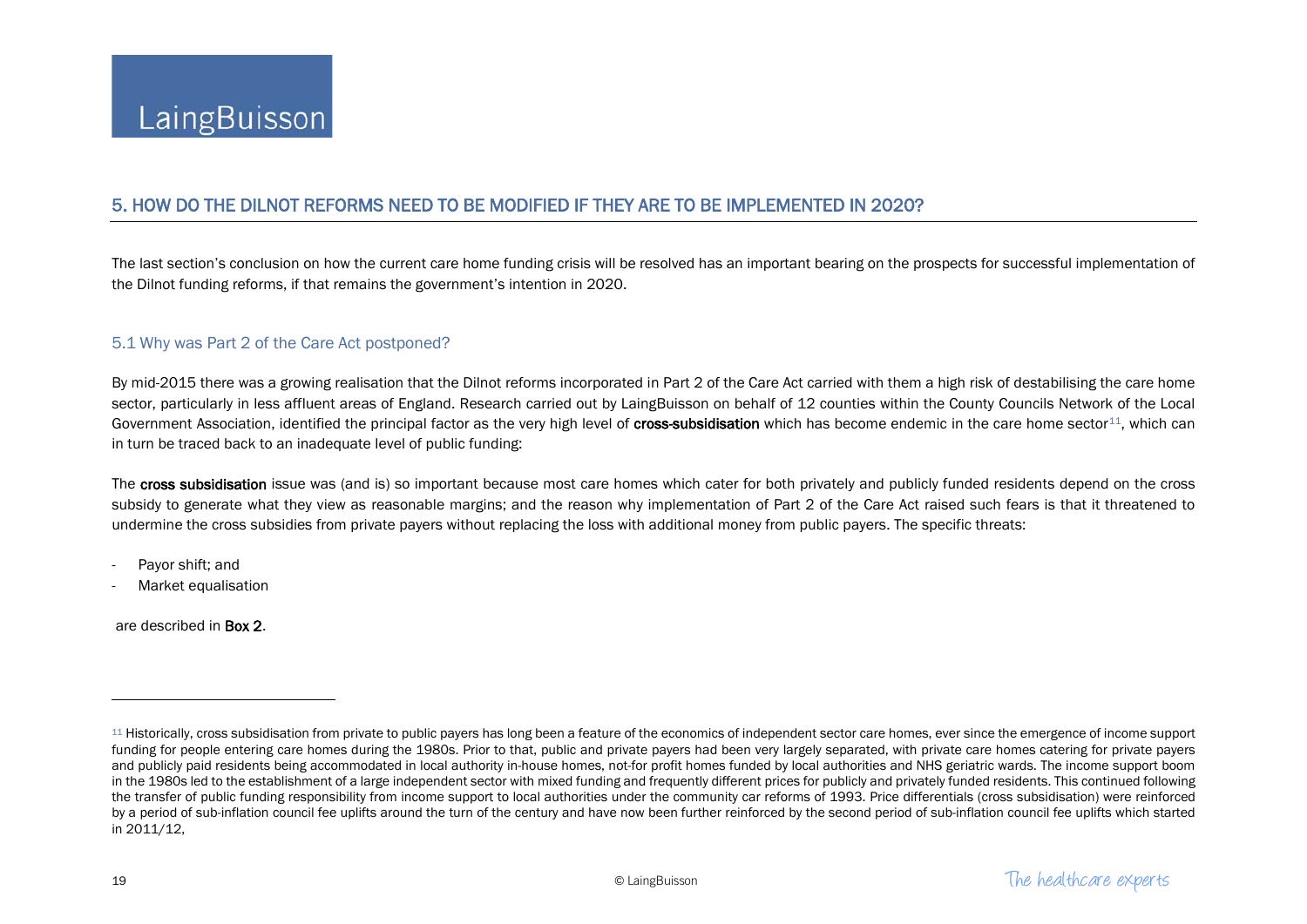## 5. HOW DO THE DILNOT REFORMS NEED TO BE MODIFIED IF THEY ARE TO BE IMPLEMENTED IN 2020?

The last section's conclusion on how the current care home funding crisis will be resolved has an important bearing on the prospects for successful implementation of the Dilnot funding reforms, if that remains the government's intention in 2020.

### 5.1 Why was Part 2 of the Care Act postponed?

By mid-2015 there was a growing realisation that the Dilnot reforms incorporated in Part 2 of the Care Act carried with them a high risk of destabilising the care home sector, particularly in less affluent areas of England. Research carried out by LaingBuisson on behalf of 12 counties within the County Councils Network of the Local Government Association, identified the principal factor as the very high level of **cross-subsidisation** which has become endemic in the care home sector[11], which can in turn be traced back to an inadequate level of public funding:

The **cross subsidisation** issue was (and is) so important because most care homes which cater for both privately and publicly funded residents depend on the cross subsidy to generate what they view as reasonable margins; and the reason why implementation of Part 2 of the Care Act raised such fears is that it threatened to undermine the cross subsidies from private payers without replacing the loss with additional money from public payers. The specific threats:

- Payor shift; and
- Market equalisation

are described in **Box 2**.

---

[11] Historically, cross subsidisation from private to public payers has long been a feature of the economics of independent sector care homes, ever since the emergence of income support funding for people entering care homes during the 1980s. Prior to that, public and private payers had been very largely separated, with private care homes catering for private payers and publicly paid residents being accommodated in local authority in-house homes, not-for profit homes funded by local authorities and NHS geriatric wards. The income support boom in the 1980s led to the establishment of a large independent sector with mixed funding and frequently different prices for publicly and privately funded residents. This continued following the transfer of public funding responsibility from income support to local authorities under the community car reforms of 1993. Price differentials (cross subsidisation) were reinforced by a period of sub-inflation council fee uplifts around the turn of the century and have now been further reinforced by the second period of sub-inflation council fee uplifts which started in 2011/12,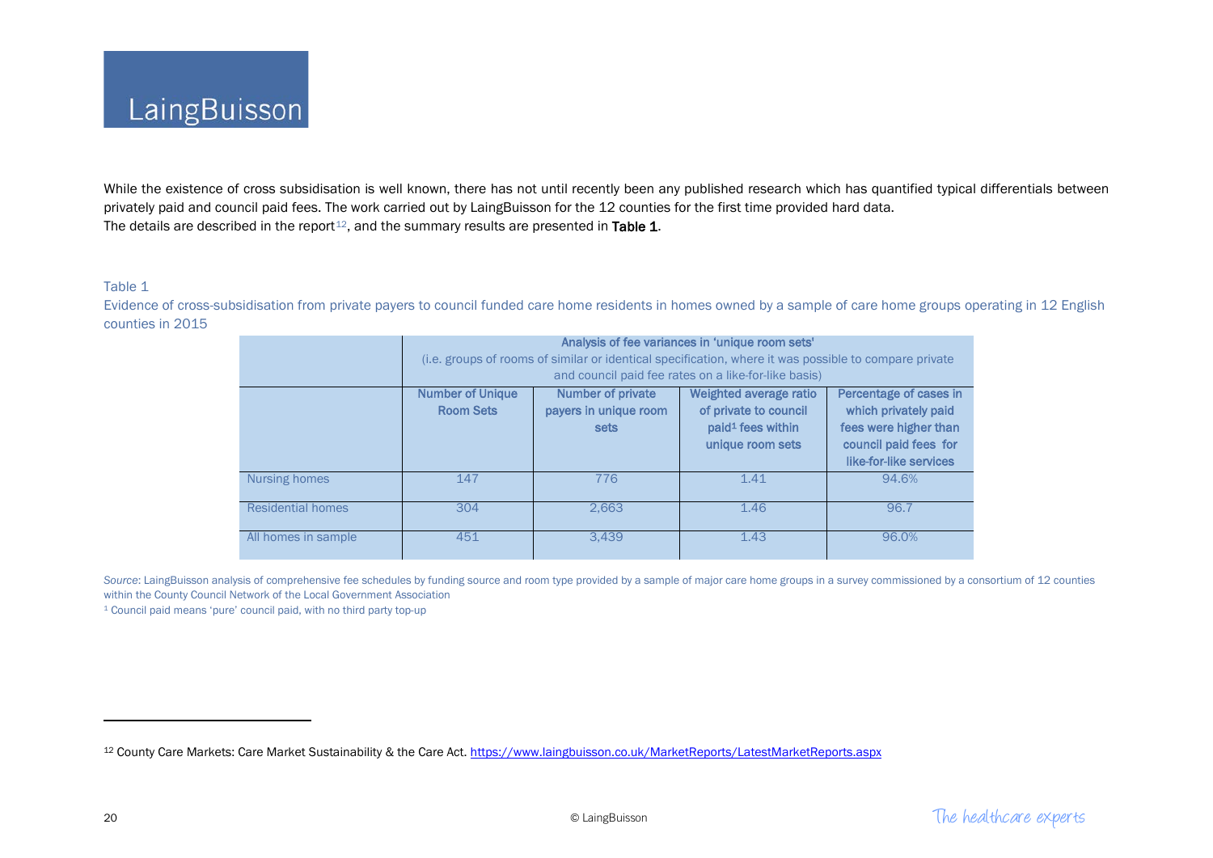While the existence of cross subsidisation is well known, there has not until recently been any published research which has quantified typical differentials between privately paid and council paid fees. The work carried out by LaingBuisson for the 12 counties for the first time provided hard data.
The details are described in the report[12], and the summary results are presented in **Table 1**.

Table 1

Evidence of cross-subsidisation from private payers to council funded care home residents in homes owned by a sample of care home groups operating in 12 English counties in 2015

| | **Analysis of fee variances in 'unique room sets'** (i.e. groups of rooms of similar or identical specification, where it was possible to compare private and council paid fee rates on a like-for-like basis) | | | |
|---|---|---|---|---|
| | **Number of Unique Room Sets** | **Number of private payers in unique room sets** | **Weighted average ratio of private to council paid[1] fees within unique room sets** | **Percentage of cases in which privately paid fees were higher than council paid fees for like-for-like services** |
| Nursing homes | 147 | 776 | 1.41 | 94.6% |
| Residential homes | 304 | 2,663 | 1.46 | 96.7 |
| All homes in sample | 451 | 3,439 | 1.43 | 96.0% |

*Source*: LaingBuisson analysis of comprehensive fee schedules by funding source and room type provided by a sample of major care home groups in a survey commissioned by a consortium of 12 counties within the County Council Network of the Local Government Association

[1] Council paid means 'pure' council paid, with no third party top-up

[12] County Care Markets: Care Market Sustainability & the Care Act. https://www.laingbuisson.co.uk/MarketReports/LatestMarketReports.aspx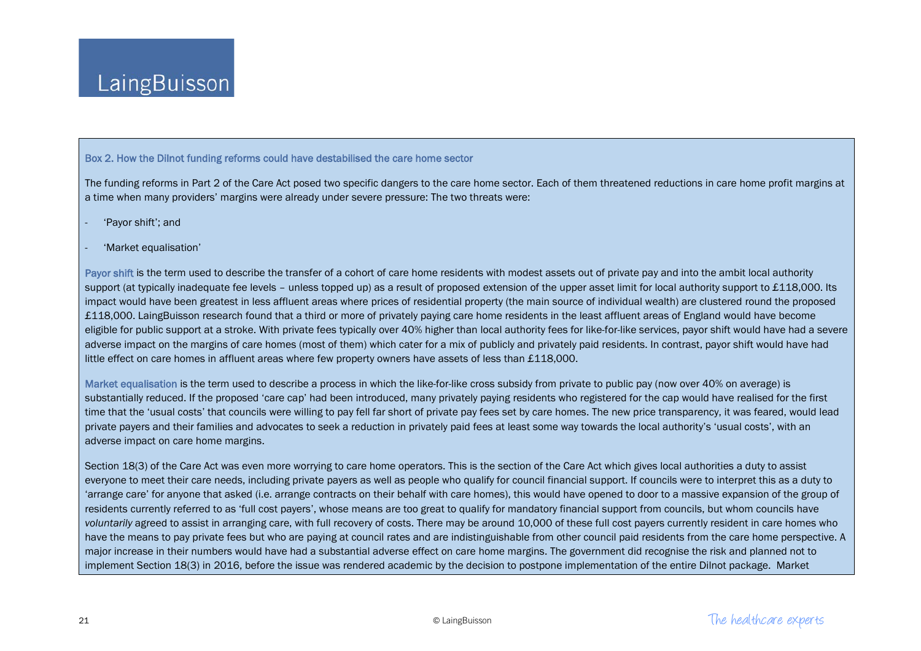### Box 2. How the Dilnot funding reforms could have destabilised the care home sector

The funding reforms in Part 2 of the Care Act posed two specific dangers to the care home sector. Each of them threatened reductions in care home profit margins at a time when many providers' margins were already under severe pressure: The two threats were:

- 'Payor shift'; and
- 'Market equalisation'

**Payor shift** is the term used to describe the transfer of a cohort of care home residents with modest assets out of private pay and into the ambit local authority support (at typically inadequate fee levels – unless topped up) as a result of proposed extension of the upper asset limit for local authority support to £118,000. Its impact would have been greatest in less affluent areas where prices of residential property (the main source of individual wealth) are clustered round the proposed £118,000. LaingBuisson research found that a third or more of privately paying care home residents in the least affluent areas of England would have become eligible for public support at a stroke. With private fees typically over 40% higher than local authority fees for like-for-like services, payor shift would have had a severe adverse impact on the margins of care homes (most of them) which cater for a mix of publicly and privately paid residents. In contrast, payor shift would have had little effect on care homes in affluent areas where few property owners have assets of less than £118,000.

**Market equalisation** is the term used to describe a process in which the like-for-like cross subsidy from private to public pay (now over 40% on average) is substantially reduced. If the proposed 'care cap' had been introduced, many privately paying residents who registered for the cap would have realised for the first time that the 'usual costs' that councils were willing to pay fell far short of private pay fees set by care homes. The new price transparency, it was feared, would lead private payers and their families and advocates to seek a reduction in privately paid fees at least some way towards the local authority's 'usual costs', with an adverse impact on care home margins.

Section 18(3) of the Care Act was even more worrying to care home operators. This is the section of the Care Act which gives local authorities a duty to assist everyone to meet their care needs, including private payers as well as people who qualify for council financial support. If councils were to interpret this as a duty to 'arrange care' for anyone that asked (i.e. arrange contracts on their behalf with care homes), this would have opened to door to a massive expansion of the group of residents currently referred to as 'full cost payers', whose means are too great to qualify for mandatory financial support from councils, but whom councils have *voluntarily* agreed to assist in arranging care, with full recovery of costs. There may be around 10,000 of these full cost payers currently resident in care homes who have the means to pay private fees but who are paying at council rates and are indistinguishable from other council paid residents from the care home perspective. A major increase in their numbers would have had a substantial adverse effect on care home margins. The government did recognise the risk and planned not to implement Section 18(3) in 2016, before the issue was rendered academic by the decision to postpone implementation of the entire Dilnot package. Market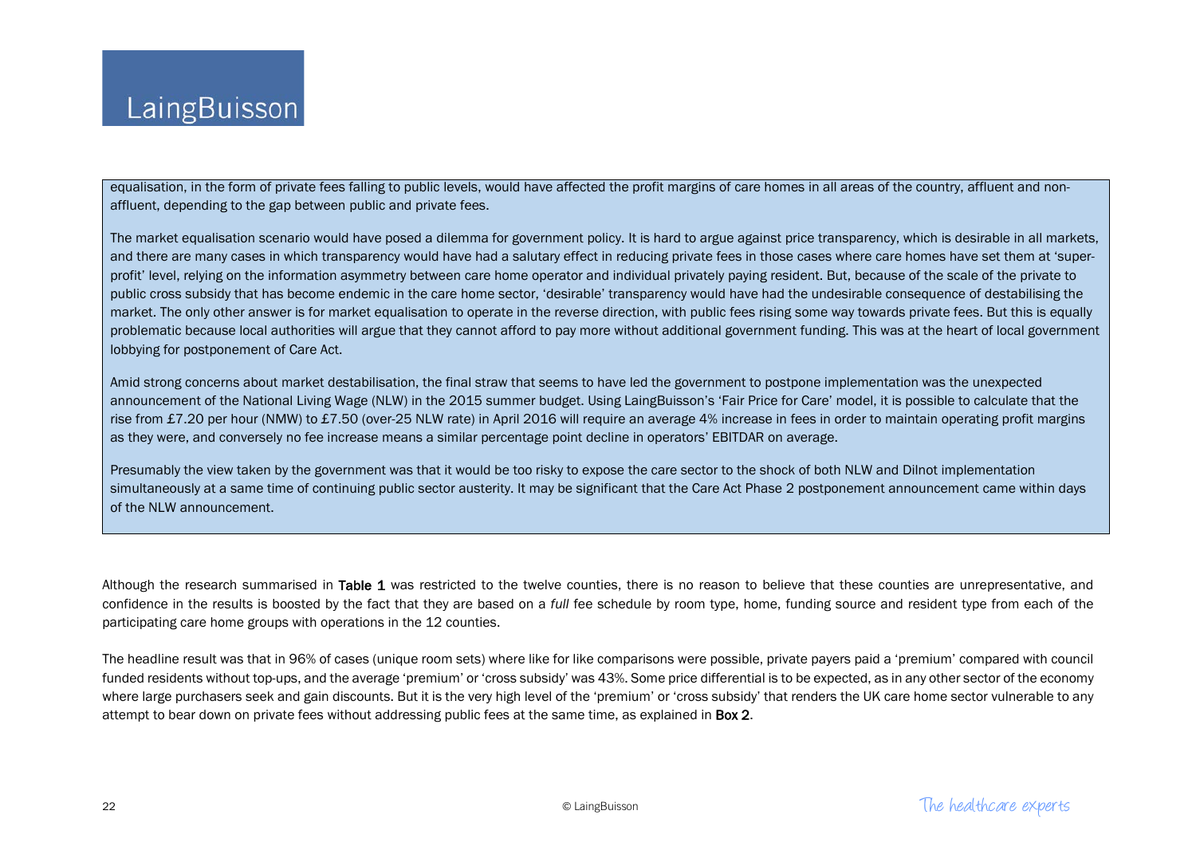equalisation, in the form of private fees falling to public levels, would have affected the profit margins of care homes in all areas of the country, affluent and non-affluent, depending to the gap between public and private fees.

The market equalisation scenario would have posed a dilemma for government policy. It is hard to argue against price transparency, which is desirable in all markets, and there are many cases in which transparency would have had a salutary effect in reducing private fees in those cases where care homes have set them at 'super-profit' level, relying on the information asymmetry between care home operator and individual privately paying resident. But, because of the scale of the private to public cross subsidy that has become endemic in the care home sector, 'desirable' transparency would have had the undesirable consequence of destabilising the market. The only other answer is for market equalisation to operate in the reverse direction, with public fees rising some way towards private fees. But this is equally problematic because local authorities will argue that they cannot afford to pay more without additional government funding. This was at the heart of local government lobbying for postponement of Care Act.

Amid strong concerns about market destabilisation, the final straw that seems to have led the government to postpone implementation was the unexpected announcement of the National Living Wage (NLW) in the 2015 summer budget. Using LaingBuisson's 'Fair Price for Care' model, it is possible to calculate that the rise from £7.20 per hour (NMW) to £7.50 (over-25 NLW rate) in April 2016 will require an average 4% increase in fees in order to maintain operating profit margins as they were, and conversely no fee increase means a similar percentage point decline in operators' EBITDAR on average.

Presumably the view taken by the government was that it would be too risky to expose the care sector to the shock of both NLW and Dilnot implementation simultaneously at a same time of continuing public sector austerity. It may be significant that the Care Act Phase 2 postponement announcement came within days of the NLW announcement.

Although the research summarised in **Table 1** was restricted to the twelve counties, there is no reason to believe that these counties are unrepresentative, and confidence in the results is boosted by the fact that they are based on a *full* fee schedule by room type, home, funding source and resident type from each of the participating care home groups with operations in the 12 counties.

The headline result was that in 96% of cases (unique room sets) where like for like comparisons were possible, private payers paid a 'premium' compared with council funded residents without top-ups, and the average 'premium' or 'cross subsidy' was 43%. Some price differential is to be expected, as in any other sector of the economy where large purchasers seek and gain discounts. But it is the very high level of the 'premium' or 'cross subsidy' that renders the UK care home sector vulnerable to any attempt to bear down on private fees without addressing public fees at the same time, as explained in **Box 2**.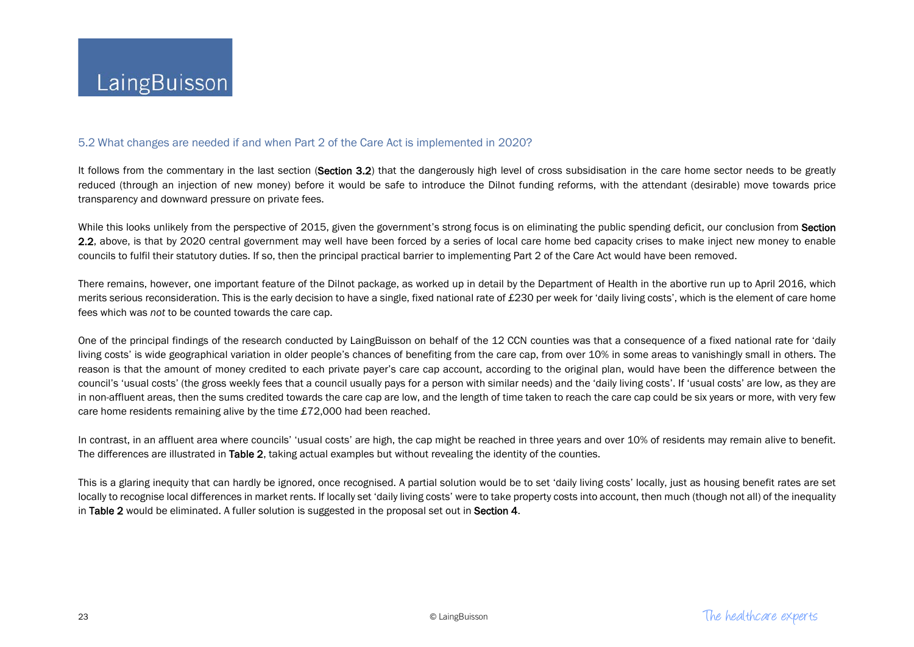## 5.2 What changes are needed if and when Part 2 of the Care Act is implemented in 2020?

It follows from the commentary in the last section (**Section 3.2**) that the dangerously high level of cross subsidisation in the care home sector needs to be greatly reduced (through an injection of new money) before it would be safe to introduce the Dilnot funding reforms, with the attendant (desirable) move towards price transparency and downward pressure on private fees.

While this looks unlikely from the perspective of 2015, given the government's strong focus is on eliminating the public spending deficit, our conclusion from **Section 2.2**, above, is that by 2020 central government may well have been forced by a series of local care home bed capacity crises to make inject new money to enable councils to fulfil their statutory duties. If so, then the principal practical barrier to implementing Part 2 of the Care Act would have been removed.

There remains, however, one important feature of the Dilnot package, as worked up in detail by the Department of Health in the abortive run up to April 2016, which merits serious reconsideration. This is the early decision to have a single, fixed national rate of £230 per week for 'daily living costs', which is the element of care home fees which was *not* to be counted towards the care cap.

One of the principal findings of the research conducted by LaingBuisson on behalf of the 12 CCN counties was that a consequence of a fixed national rate for 'daily living costs' is wide geographical variation in older people's chances of benefiting from the care cap, from over 10% in some areas to vanishingly small in others. The reason is that the amount of money credited to each private payer's care cap account, according to the original plan, would have been the difference between the council's 'usual costs' (the gross weekly fees that a council usually pays for a person with similar needs) and the 'daily living costs'. If 'usual costs' are low, as they are in non-affluent areas, then the sums credited towards the care cap are low, and the length of time taken to reach the care cap could be six years or more, with very few care home residents remaining alive by the time £72,000 had been reached.

In contrast, in an affluent area where councils' 'usual costs' are high, the cap might be reached in three years and over 10% of residents may remain alive to benefit. The differences are illustrated in **Table 2**, taking actual examples but without revealing the identity of the counties.

This is a glaring inequity that can hardly be ignored, once recognised. A partial solution would be to set 'daily living costs' locally, just as housing benefit rates are set locally to recognise local differences in market rents. If locally set 'daily living costs' were to take property costs into account, then much (though not all) of the inequality in **Table 2** would be eliminated. A fuller solution is suggested in the proposal set out in **Section 4**.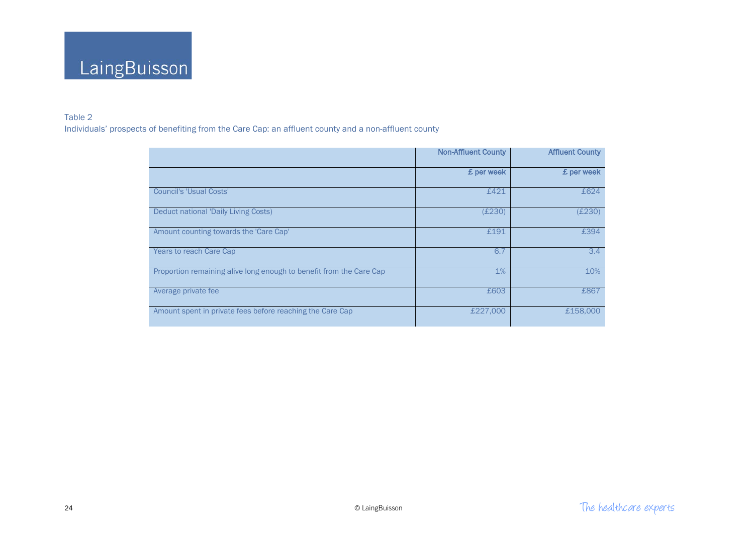Table 2
Individuals' prospects of benefiting from the Care Cap: an affluent county and a non-affluent county

| | Non-Affluent County | Affluent County |
|---|---|---|
| | £ per week | £ per week |
| Council's 'Usual Costs' | £421 | £624 |
| Deduct national 'Daily Living Costs) | (£230) | (£230) |
| Amount counting towards the 'Care Cap' | £191 | £394 |
| Years to reach Care Cap | 6.7 | 3.4 |
| Proportion remaining alive long enough to benefit from the Care Cap | 1% | 10% |
| Average private fee | £603 | £867 |
| Amount spent in private fees before reaching the Care Cap | £227,000 | £158,000 |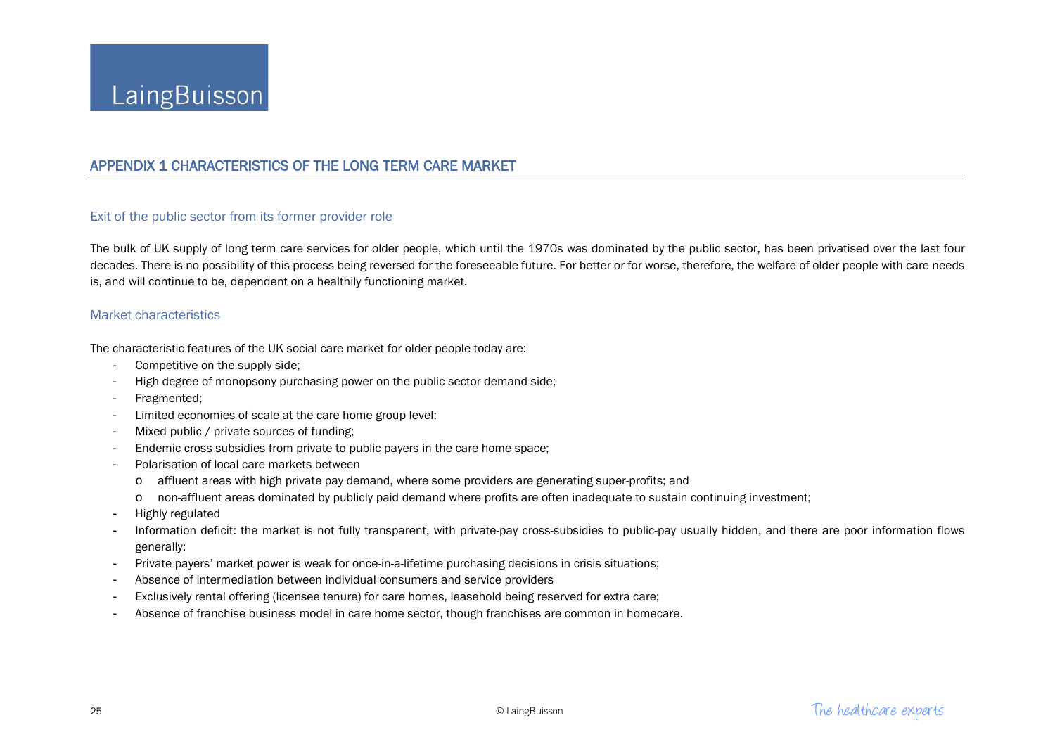## APPENDIX 1 CHARACTERISTICS OF THE LONG TERM CARE MARKET

### Exit of the public sector from its former provider role

The bulk of UK supply of long term care services for older people, which until the 1970s was dominated by the public sector, has been privatised over the last four decades. There is no possibility of this process being reversed for the foreseeable future. For better or for worse, therefore, the welfare of older people with care needs is, and will continue to be, dependent on a healthily functioning market.

### Market characteristics

The characteristic features of the UK social care market for older people today are:

- Competitive on the supply side;
- High degree of monopsony purchasing power on the public sector demand side;
- Fragmented;
- Limited economies of scale at the care home group level;
- Mixed public / private sources of funding;
- Endemic cross subsidies from private to public payers in the care home space;
- Polarisation of local care markets between
  - affluent areas with high private pay demand, where some providers are generating super-profits; and
  - non-affluent areas dominated by publicly paid demand where profits are often inadequate to sustain continuing investment;
- Highly regulated
- Information deficit: the market is not fully transparent, with private-pay cross-subsidies to public-pay usually hidden, and there are poor information flows generally;
- Private payers' market power is weak for once-in-a-lifetime purchasing decisions in crisis situations;
- Absence of intermediation between individual consumers and service providers
- Exclusively rental offering (licensee tenure) for care homes, leasehold being reserved for extra care;
- Absence of franchise business model in care home sector, though franchises are common in homecare.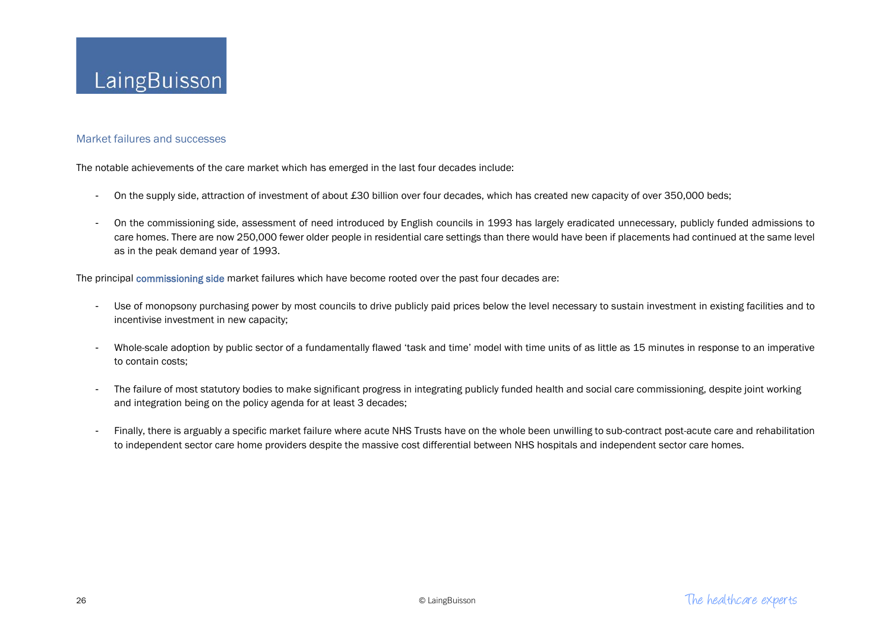## Market failures and successes

The notable achievements of the care market which has emerged in the last four decades include:

- On the supply side, attraction of investment of about £30 billion over four decades, which has created new capacity of over 350,000 beds;

- On the commissioning side, assessment of need introduced by English councils in 1993 has largely eradicated unnecessary, publicly funded admissions to care homes. There are now 250,000 fewer older people in residential care settings than there would have been if placements had continued at the same level as in the peak demand year of 1993.

The principal commissioning side market failures which have become rooted over the past four decades are:

- Use of monopsony purchasing power by most councils to drive publicly paid prices below the level necessary to sustain investment in existing facilities and to incentivise investment in new capacity;

- Whole-scale adoption by public sector of a fundamentally flawed 'task and time' model with time units of as little as 15 minutes in response to an imperative to contain costs;

- The failure of most statutory bodies to make significant progress in integrating publicly funded health and social care commissioning, despite joint working and integration being on the policy agenda for at least 3 decades;

- Finally, there is arguably a specific market failure where acute NHS Trusts have on the whole been unwilling to sub-contract post-acute care and rehabilitation to independent sector care home providers despite the massive cost differential between NHS hospitals and independent sector care homes.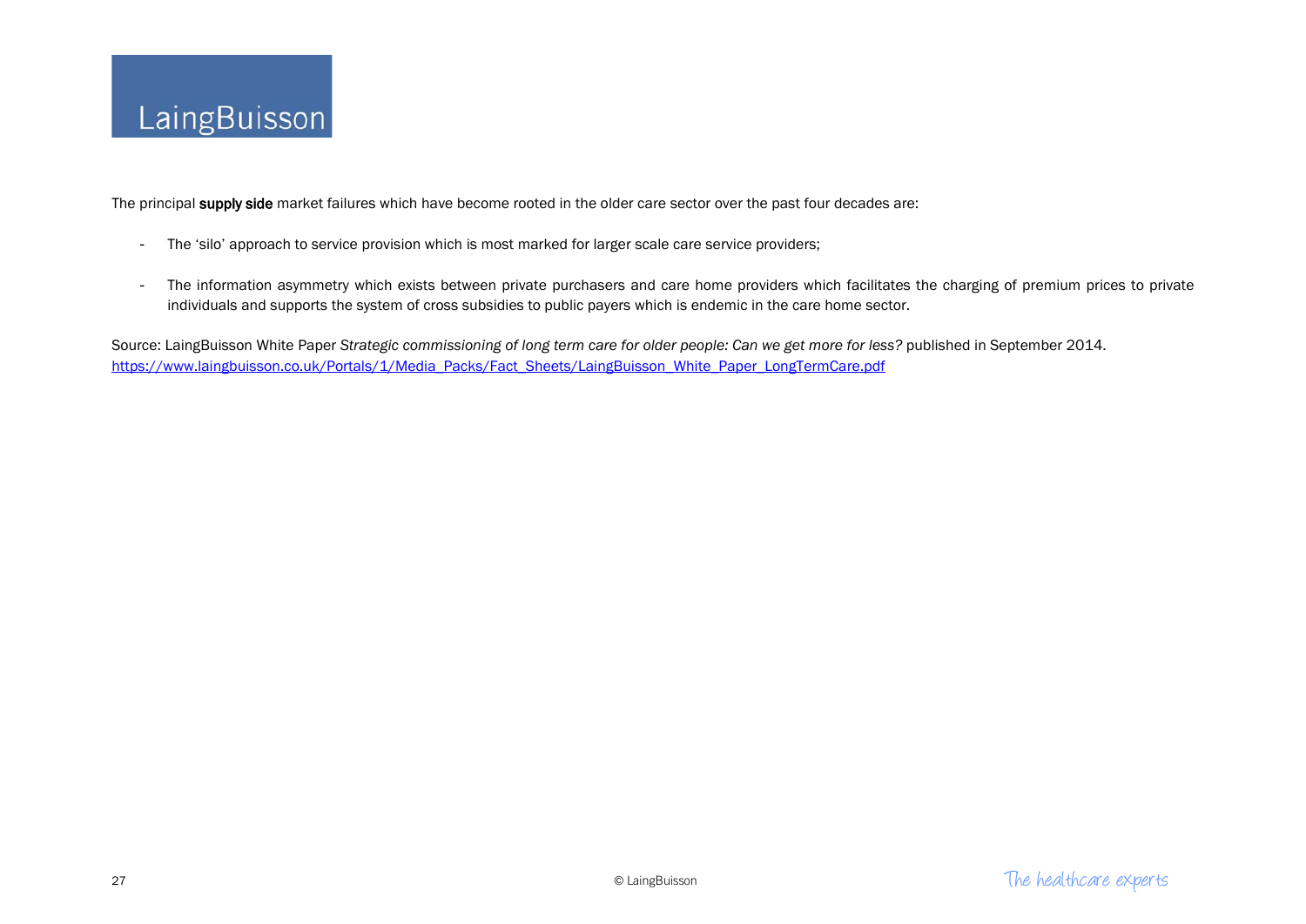The principal **supply side** market failures which have become rooted in the older care sector over the past four decades are:

- The 'silo' approach to service provision which is most marked for larger scale care service providers;

- The information asymmetry which exists between private purchasers and care home providers which facilitates the charging of premium prices to private individuals and supports the system of cross subsidies to public payers which is endemic in the care home sector.

Source: LaingBuisson White Paper *Strategic commissioning of long term care for older people: Can we get more for less?* published in September 2014.
https://www.laingbuisson.co.uk/Portals/1/Media_Packs/Fact_Sheets/LaingBuisson_White_Paper_LongTermCare.pdf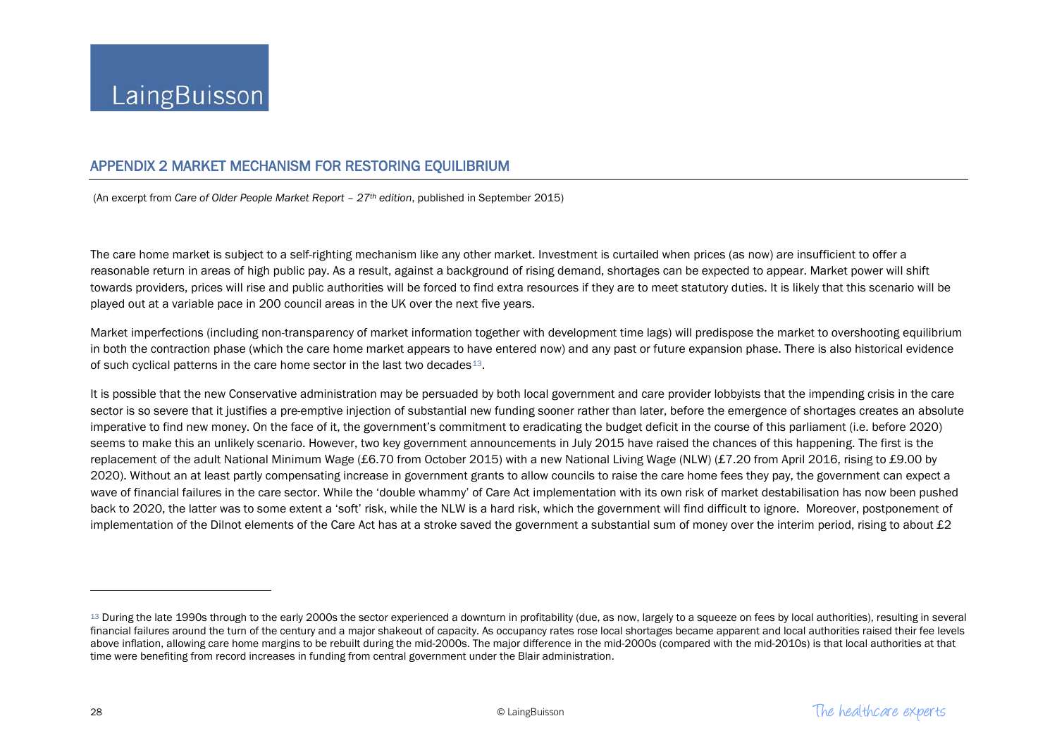## APPENDIX 2 MARKET MECHANISM FOR RESTORING EQUILIBRIUM

(An excerpt from *Care of Older People Market Report – 27th edition*, published in September 2015)

The care home market is subject to a self-righting mechanism like any other market. Investment is curtailed when prices (as now) are insufficient to offer a reasonable return in areas of high public pay. As a result, against a background of rising demand, shortages can be expected to appear. Market power will shift towards providers, prices will rise and public authorities will be forced to find extra resources if they are to meet statutory duties. It is likely that this scenario will be played out at a variable pace in 200 council areas in the UK over the next five years.

Market imperfections (including non-transparency of market information together with development time lags) will predispose the market to overshooting equilibrium in both the contraction phase (which the care home market appears to have entered now) and any past or future expansion phase. There is also historical evidence of such cyclical patterns in the care home sector in the last two decades[13].

It is possible that the new Conservative administration may be persuaded by both local government and care provider lobbyists that the impending crisis in the care sector is so severe that it justifies a pre-emptive injection of substantial new funding sooner rather than later, before the emergence of shortages creates an absolute imperative to find new money. On the face of it, the government's commitment to eradicating the budget deficit in the course of this parliament (i.e. before 2020) seems to make this an unlikely scenario. However, two key government announcements in July 2015 have raised the chances of this happening. The first is the replacement of the adult National Minimum Wage (£6.70 from October 2015) with a new National Living Wage (NLW) (£7.20 from April 2016, rising to £9.00 by 2020). Without an at least partly compensating increase in government grants to allow councils to raise the care home fees they pay, the government can expect a wave of financial failures in the care sector. While the 'double whammy' of Care Act implementation with its own risk of market destabilisation has now been pushed back to 2020, the latter was to some extent a 'soft' risk, while the NLW is a hard risk, which the government will find difficult to ignore. Moreover, postponement of implementation of the Dilnot elements of the Care Act has at a stroke saved the government a substantial sum of money over the interim period, rising to about £2

---

[13] During the late 1990s through to the early 2000s the sector experienced a downturn in profitability (due, as now, largely to a squeeze on fees by local authorities), resulting in several financial failures around the turn of the century and a major shakeout of capacity. As occupancy rates rose local shortages became apparent and local authorities raised their fee levels above inflation, allowing care home margins to be rebuilt during the mid-2000s. The major difference in the mid-2000s (compared with the mid-2010s) is that local authorities at that time were benefiting from record increases in funding from central government under the Blair administration.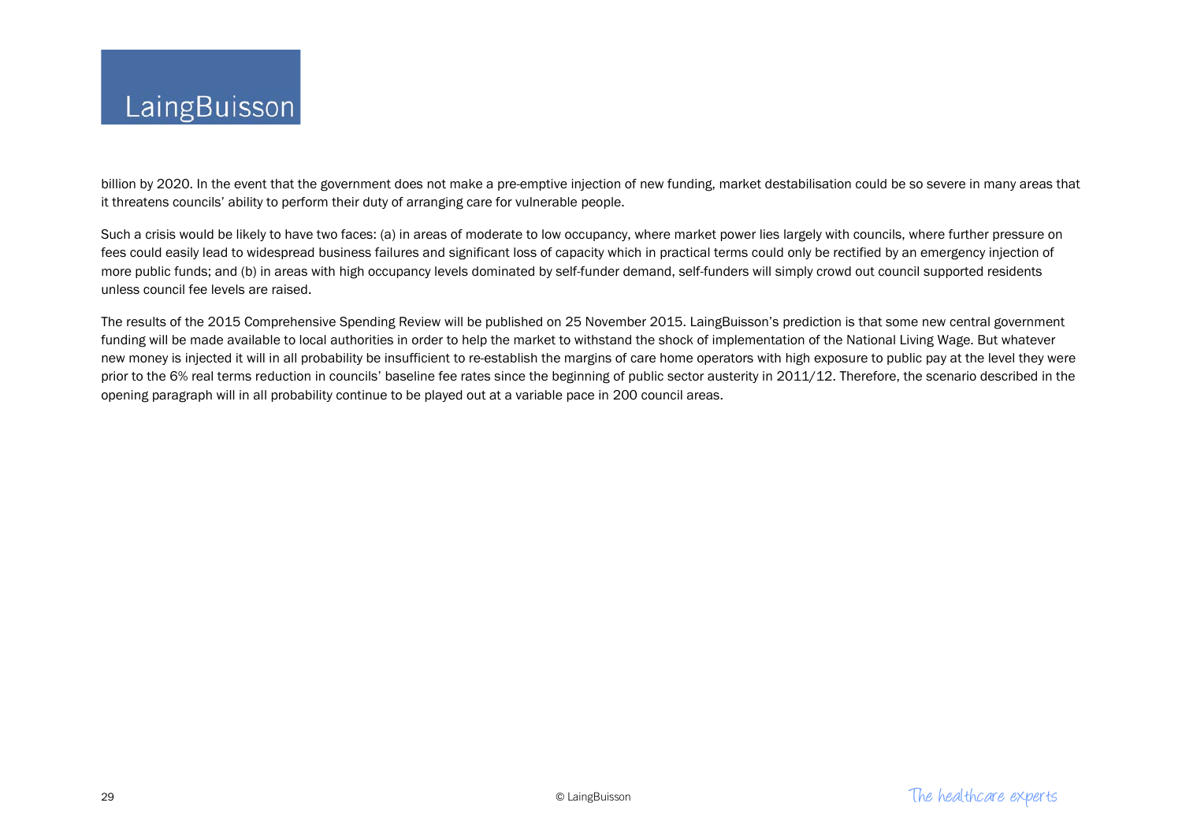billion by 2020. In the event that the government does not make a pre-emptive injection of new funding, market destabilisation could be so severe in many areas that it threatens councils' ability to perform their duty of arranging care for vulnerable people.

Such a crisis would be likely to have two faces: (a) in areas of moderate to low occupancy, where market power lies largely with councils, where further pressure on fees could easily lead to widespread business failures and significant loss of capacity which in practical terms could only be rectified by an emergency injection of more public funds; and (b) in areas with high occupancy levels dominated by self-funder demand, self-funders will simply crowd out council supported residents unless council fee levels are raised.

The results of the 2015 Comprehensive Spending Review will be published on 25 November 2015. LaingBuisson's prediction is that some new central government funding will be made available to local authorities in order to help the market to withstand the shock of implementation of the National Living Wage. But whatever new money is injected it will in all probability be insufficient to re-establish the margins of care home operators with high exposure to public pay at the level they were prior to the 6% real terms reduction in councils' baseline fee rates since the beginning of public sector austerity in 2011/12. Therefore, the scenario described in the opening paragraph will in all probability continue to be played out at a variable pace in 200 council areas.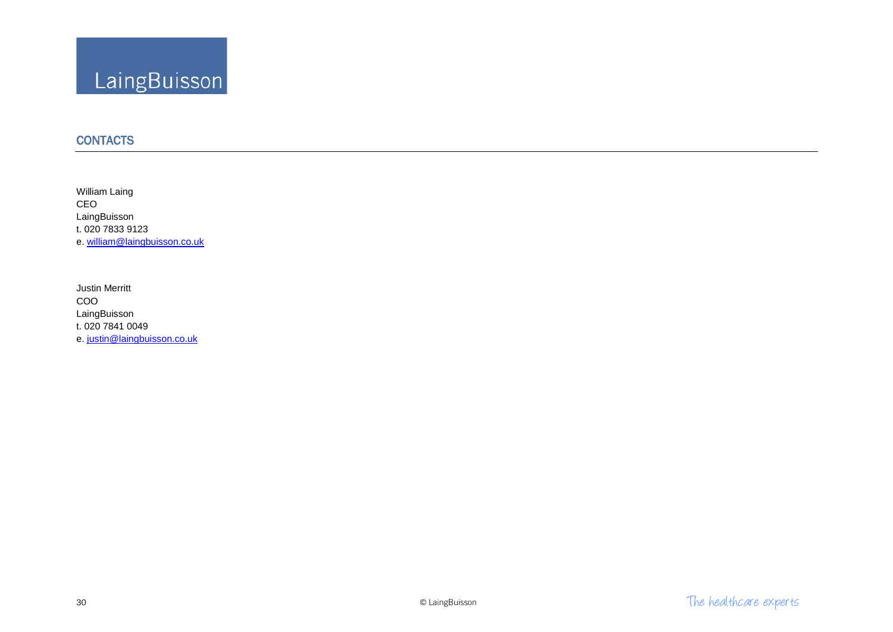LaingBuisson

## CONTACTS

William Laing
CEO
LaingBuisson
t. 020 7833 9123
e. william@laingbuisson.co.uk

Justin Merritt
COO
LaingBuisson
t. 020 7841 0049
e. justin@laingbuisson.co.uk